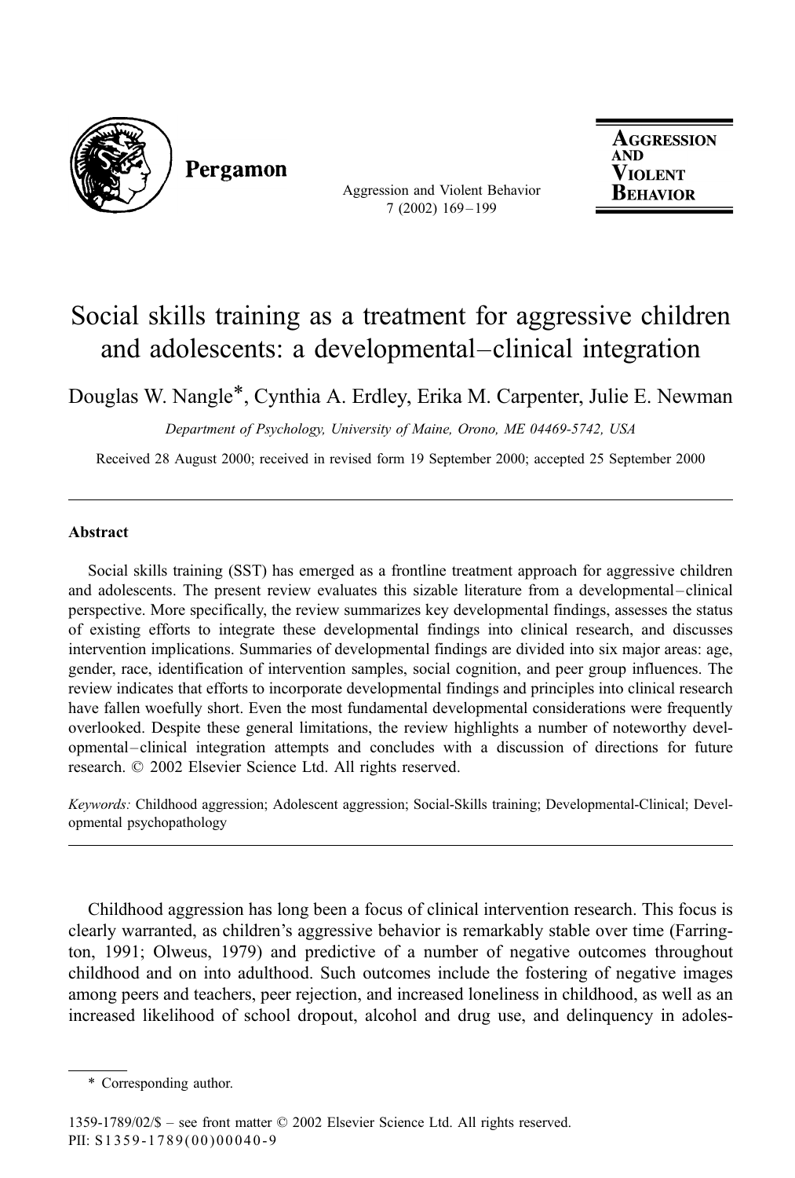# Social skills training as a treatment for aggressive children and adolescents: a developmental–clinical integration

Douglas W. Nangle*, Cynthia A. Erdley, Erika M. Carpenter, Julie E. Newman

*Department of Psychology, University of Maine, Orono, ME 04469-5742, USA*

Received 28 August 2000; received in revised form 19 September 2000; accepted 25 September 2000

---

## Abstract

Social skills training (SST) has emerged as a frontline treatment approach for aggressive children and adolescents. The present review evaluates this sizable literature from a developmental–clinical perspective. More specifically, the review summarizes key developmental findings, assesses the status of existing efforts to integrate these developmental findings into clinical research, and discusses intervention implications. Summaries of developmental findings are divided into six major areas: age, gender, race, identification of intervention samples, social cognition, and peer group influences. The review indicates that efforts to incorporate developmental findings and principles into clinical research have fallen woefully short. Even the most fundamental developmental considerations were frequently overlooked. Despite these general limitations, the review highlights a number of noteworthy developmental–clinical integration attempts and concludes with a discussion of directions for future research. © 2002 Elsevier Science Ltd. All rights reserved.

*Keywords:* Childhood aggression; Adolescent aggression; Social-Skills training; Developmental-Clinical; Developmental psychopathology

---

Childhood aggression has long been a focus of clinical intervention research. This focus is clearly warranted, as children's aggressive behavior is remarkably stable over time (Farrington, 1991; Olweus, 1979) and predictive of a number of negative outcomes throughout childhood and on into adulthood. Such outcomes include the fostering of negative images among peers and teachers, peer rejection, and increased loneliness in childhood, as well as an increased likelihood of school dropout, alcohol and drug use, and delinquency in adoles-

\* Corresponding author.

1359-1789/02/$ – see front matter © 2002 Elsevier Science Ltd. All rights reserved.
PII: S1359-1789(00)00040-9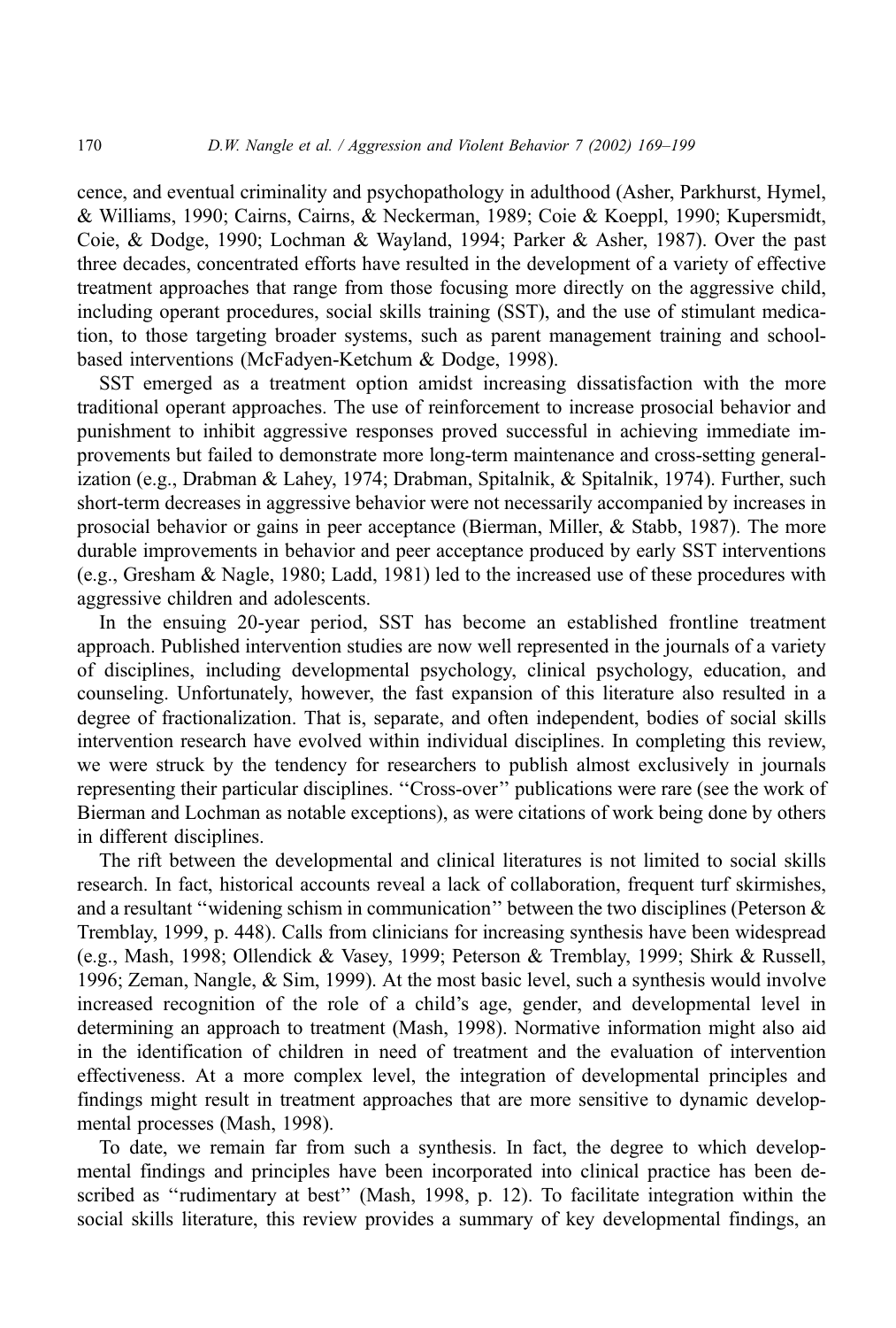cence, and eventual criminality and psychopathology in adulthood (Asher, Parkhurst, Hymel, & Williams, 1990; Cairns, Cairns, & Neckerman, 1989; Coie & Koeppl, 1990; Kupersmidt, Coie, & Dodge, 1990; Lochman & Wayland, 1994; Parker & Asher, 1987). Over the past three decades, concentrated efforts have resulted in the development of a variety of effective treatment approaches that range from those focusing more directly on the aggressive child, including operant procedures, social skills training (SST), and the use of stimulant medication, to those targeting broader systems, such as parent management training and school-based interventions (McFadyen-Ketchum & Dodge, 1998).

SST emerged as a treatment option amidst increasing dissatisfaction with the more traditional operant approaches. The use of reinforcement to increase prosocial behavior and punishment to inhibit aggressive responses proved successful in achieving immediate improvements but failed to demonstrate more long-term maintenance and cross-setting generalization (e.g., Drabman & Lahey, 1974; Drabman, Spitalnik, & Spitalnik, 1974). Further, such short-term decreases in aggressive behavior were not necessarily accompanied by increases in prosocial behavior or gains in peer acceptance (Bierman, Miller, & Stabb, 1987). The more durable improvements in behavior and peer acceptance produced by early SST interventions (e.g., Gresham & Nagle, 1980; Ladd, 1981) led to the increased use of these procedures with aggressive children and adolescents.

In the ensuing 20-year period, SST has become an established frontline treatment approach. Published intervention studies are now well represented in the journals of a variety of disciplines, including developmental psychology, clinical psychology, education, and counseling. Unfortunately, however, the fast expansion of this literature also resulted in a degree of fractionalization. That is, separate, and often independent, bodies of social skills intervention research have evolved within individual disciplines. In completing this review, we were struck by the tendency for researchers to publish almost exclusively in journals representing their particular disciplines. "Cross-over" publications were rare (see the work of Bierman and Lochman as notable exceptions), as were citations of work being done by others in different disciplines.

The rift between the developmental and clinical literatures is not limited to social skills research. In fact, historical accounts reveal a lack of collaboration, frequent turf skirmishes, and a resultant "widening schism in communication" between the two disciplines (Peterson & Tremblay, 1999, p. 448). Calls from clinicians for increasing synthesis have been widespread (e.g., Mash, 1998; Ollendick & Vasey, 1999; Peterson & Tremblay, 1999; Shirk & Russell, 1996; Zeman, Nangle, & Sim, 1999). At the most basic level, such a synthesis would involve increased recognition of the role of a child's age, gender, and developmental level in determining an approach to treatment (Mash, 1998). Normative information might also aid in the identification of children in need of treatment and the evaluation of intervention effectiveness. At a more complex level, the integration of developmental principles and findings might result in treatment approaches that are more sensitive to dynamic developmental processes (Mash, 1998).

To date, we remain far from such a synthesis. In fact, the degree to which developmental findings and principles have been incorporated into clinical practice has been described as "rudimentary at best" (Mash, 1998, p. 12). To facilitate integration within the social skills literature, this review provides a summary of key developmental findings, an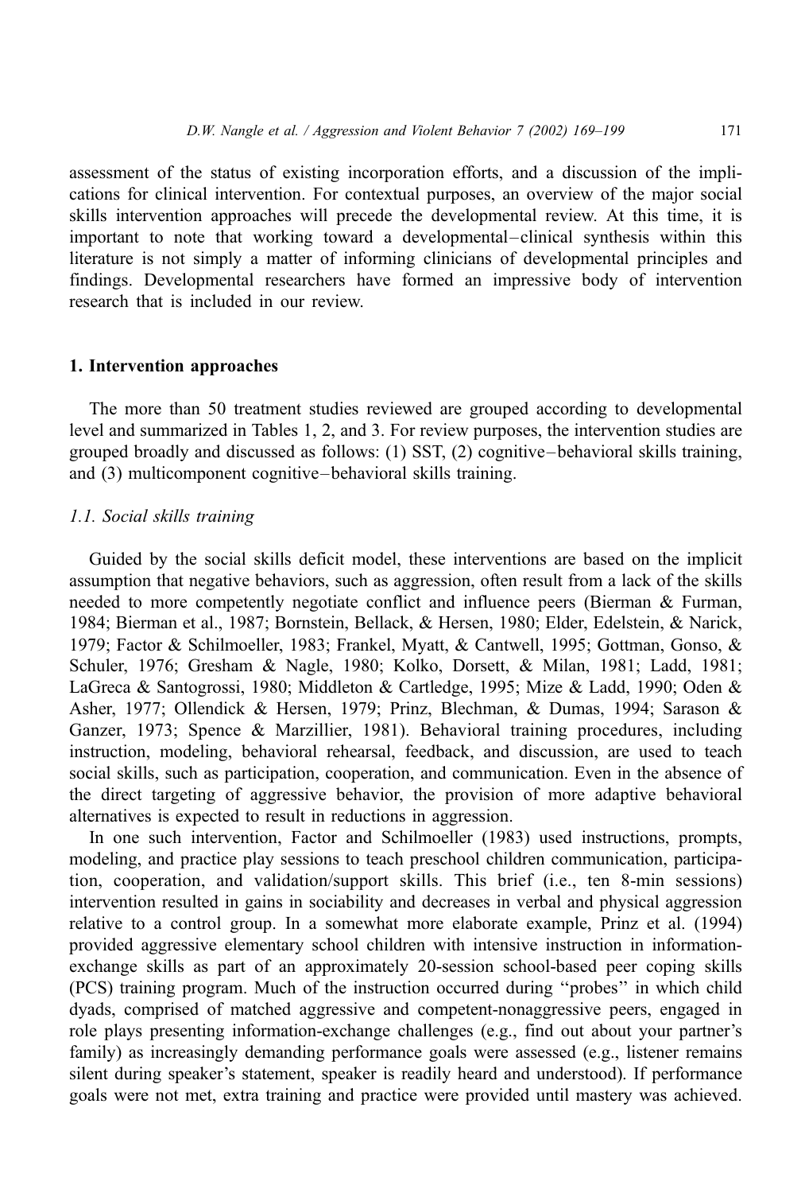assessment of the status of existing incorporation efforts, and a discussion of the implications for clinical intervention. For contextual purposes, an overview of the major social skills intervention approaches will precede the developmental review. At this time, it is important to note that working toward a developmental–clinical synthesis within this literature is not simply a matter of informing clinicians of developmental principles and findings. Developmental researchers have formed an impressive body of intervention research that is included in our review.

## 1. Intervention approaches

The more than 50 treatment studies reviewed are grouped according to developmental level and summarized in Tables 1, 2, and 3. For review purposes, the intervention studies are grouped broadly and discussed as follows: (1) SST, (2) cognitive–behavioral skills training, and (3) multicomponent cognitive–behavioral skills training.

### *1.1. Social skills training*

Guided by the social skills deficit model, these interventions are based on the implicit assumption that negative behaviors, such as aggression, often result from a lack of the skills needed to more competently negotiate conflict and influence peers (Bierman & Furman, 1984; Bierman et al., 1987; Bornstein, Bellack, & Hersen, 1980; Elder, Edelstein, & Narick, 1979; Factor & Schilmoeller, 1983; Frankel, Myatt, & Cantwell, 1995; Gottman, Gonso, & Schuler, 1976; Gresham & Nagle, 1980; Kolko, Dorsett, & Milan, 1981; Ladd, 1981; LaGreca & Santogrossi, 1980; Middleton & Cartledge, 1995; Mize & Ladd, 1990; Oden & Asher, 1977; Ollendick & Hersen, 1979; Prinz, Blechman, & Dumas, 1994; Sarason & Ganzer, 1973; Spence & Marzillier, 1981). Behavioral training procedures, including instruction, modeling, behavioral rehearsal, feedback, and discussion, are used to teach social skills, such as participation, cooperation, and communication. Even in the absence of the direct targeting of aggressive behavior, the provision of more adaptive behavioral alternatives is expected to result in reductions in aggression.

In one such intervention, Factor and Schilmoeller (1983) used instructions, prompts, modeling, and practice play sessions to teach preschool children communication, participation, cooperation, and validation/support skills. This brief (i.e., ten 8-min sessions) intervention resulted in gains in sociability and decreases in verbal and physical aggression relative to a control group. In a somewhat more elaborate example, Prinz et al. (1994) provided aggressive elementary school children with intensive instruction in information-exchange skills as part of an approximately 20-session school-based peer coping skills (PCS) training program. Much of the instruction occurred during "probes" in which child dyads, comprised of matched aggressive and competent-nonaggressive peers, engaged in role plays presenting information-exchange challenges (e.g., find out about your partner's family) as increasingly demanding performance goals were assessed (e.g., listener remains silent during speaker's statement, speaker is readily heard and understood). If performance goals were not met, extra training and practice were provided until mastery was achieved.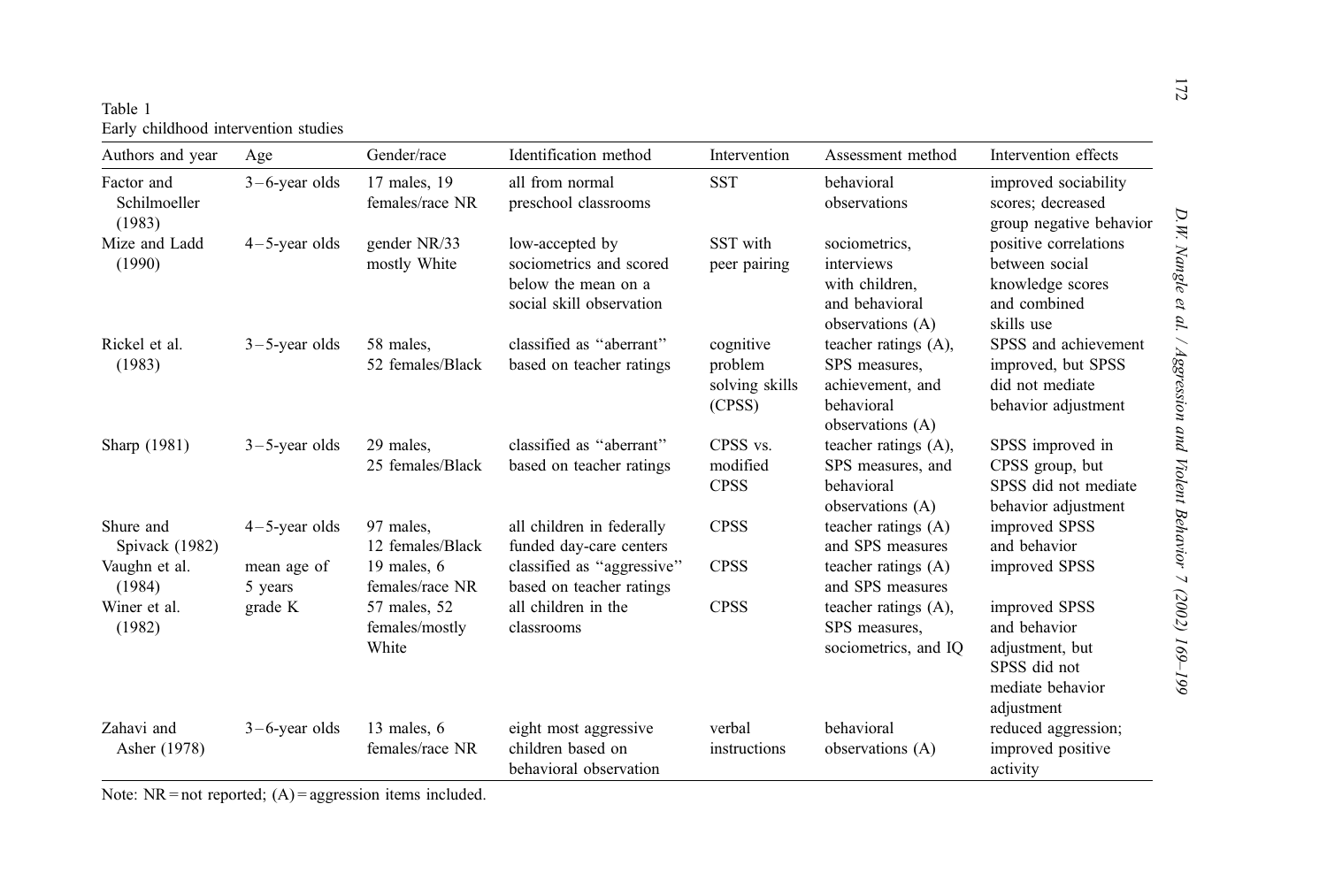Table 1
Early childhood intervention studies

| Authors and year | Age | Gender/race | Identification method | Intervention | Assessment method | Intervention effects |
|---|---|---|---|---|---|---|
| Factor and Schilmoeller (1983) | 3–6-year olds | 17 males, 19 females/race NR | all from normal preschool classrooms | SST | behavioral observations | improved sociability scores; decreased group negative behavior |
| Mize and Ladd (1990) | 4–5-year olds | gender NR/33 mostly White | low-accepted by sociometrics and scored below the mean on a social skill observation | SST with peer pairing | sociometrics, interviews with children, and behavioral observations (A) | positive correlations between social knowledge scores and combined skills use |
| Rickel et al. (1983) | 3–5-year olds | 58 males, 52 females/Black | classified as "aberrant" based on teacher ratings | cognitive problem solving skills (CPSS) | teacher ratings (A), SPS measures, achievement, and behavioral observations (A) | SPSS and achievement improved, but SPSS did not mediate behavior adjustment |
| Sharp (1981) | 3–5-year olds | 29 males, 25 females/Black | classified as "aberrant" based on teacher ratings | CPSS vs. modified CPSS | teacher ratings (A), SPS measures, and behavioral observations (A) | SPSS improved in CPSS group, but SPSS did not mediate behavior adjustment |
| Shure and Spivack (1982) | 4–5-year olds | 97 males, 12 females/Black | all children in federally funded day-care centers | CPSS | teacher ratings (A) and SPS measures | improved SPSS and behavior |
| Vaughn et al. (1984) | mean age of 5 years | 19 males, 6 females/race NR | classified as "aggressive" based on teacher ratings | CPSS | teacher ratings (A) and SPS measures | improved SPSS |
| Winer et al. (1982) | grade K | 57 males, 52 females/mostly White | all children in the classrooms | CPSS | teacher ratings (A), SPS measures, sociometrics, and IQ | improved SPSS and behavior adjustment, but SPSS did not mediate behavior adjustment |
| Zahavi and Asher (1978) | 3–6-year olds | 13 males, 6 females/race NR | eight most aggressive children based on behavioral observation | verbal instructions | behavioral observations (A) | reduced aggression; improved positive activity |

Note: NR = not reported; (A) = aggression items included.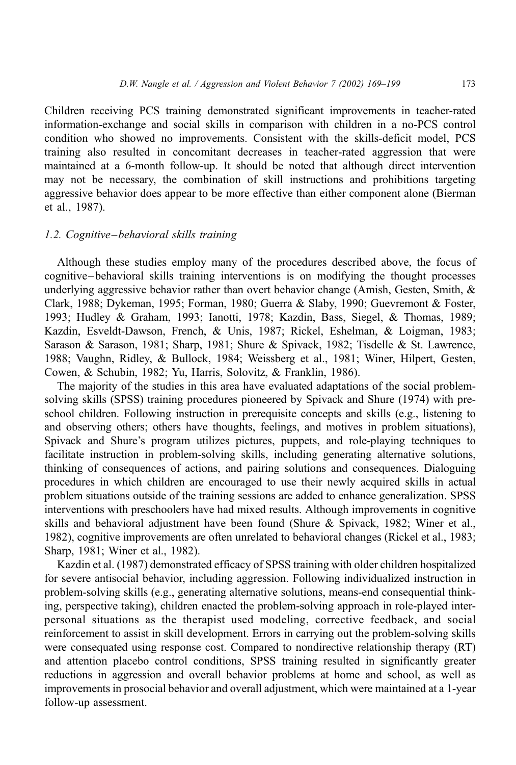Children receiving PCS training demonstrated significant improvements in teacher-rated information-exchange and social skills in comparison with children in a no-PCS control condition who showed no improvements. Consistent with the skills-deficit model, PCS training also resulted in concomitant decreases in teacher-rated aggression that were maintained at a 6-month follow-up. It should be noted that although direct intervention may not be necessary, the combination of skill instructions and prohibitions targeting aggressive behavior does appear to be more effective than either component alone (Bierman et al., 1987).

### 1.2. Cognitive–behavioral skills training

Although these studies employ many of the procedures described above, the focus of cognitive–behavioral skills training interventions is on modifying the thought processes underlying aggressive behavior rather than overt behavior change (Amish, Gesten, Smith, & Clark, 1988; Dykeman, 1995; Forman, 1980; Guerra & Slaby, 1990; Guevremont & Foster, 1993; Hudley & Graham, 1993; Ianotti, 1978; Kazdin, Bass, Siegel, & Thomas, 1989; Kazdin, Esveldt-Dawson, French, & Unis, 1987; Rickel, Eshelman, & Loigman, 1983; Sarason & Sarason, 1981; Sharp, 1981; Shure & Spivack, 1982; Tisdelle & St. Lawrence, 1988; Vaughn, Ridley, & Bullock, 1984; Weissberg et al., 1981; Winer, Hilpert, Gesten, Cowen, & Schubin, 1982; Yu, Harris, Solovitz, & Franklin, 1986).

The majority of the studies in this area have evaluated adaptations of the social problem-solving skills (SPSS) training procedures pioneered by Spivack and Shure (1974) with preschool children. Following instruction in prerequisite concepts and skills (e.g., listening to and observing others; others have thoughts, feelings, and motives in problem situations), Spivack and Shure's program utilizes pictures, puppets, and role-playing techniques to facilitate instruction in problem-solving skills, including generating alternative solutions, thinking of consequences of actions, and pairing solutions and consequences. Dialoguing procedures in which children are encouraged to use their newly acquired skills in actual problem situations outside of the training sessions are added to enhance generalization. SPSS interventions with preschoolers have had mixed results. Although improvements in cognitive skills and behavioral adjustment have been found (Shure & Spivack, 1982; Winer et al., 1982), cognitive improvements are often unrelated to behavioral changes (Rickel et al., 1983; Sharp, 1981; Winer et al., 1982).

Kazdin et al. (1987) demonstrated efficacy of SPSS training with older children hospitalized for severe antisocial behavior, including aggression. Following individualized instruction in problem-solving skills (e.g., generating alternative solutions, means-end consequential thinking, perspective taking), children enacted the problem-solving approach in role-played interpersonal situations as the therapist used modeling, corrective feedback, and social reinforcement to assist in skill development. Errors in carrying out the problem-solving skills were consequated using response cost. Compared to nondirective relationship therapy (RT) and attention placebo control conditions, SPSS training resulted in significantly greater reductions in aggression and overall behavior problems at home and school, as well as improvements in prosocial behavior and overall adjustment, which were maintained at a 1-year follow-up assessment.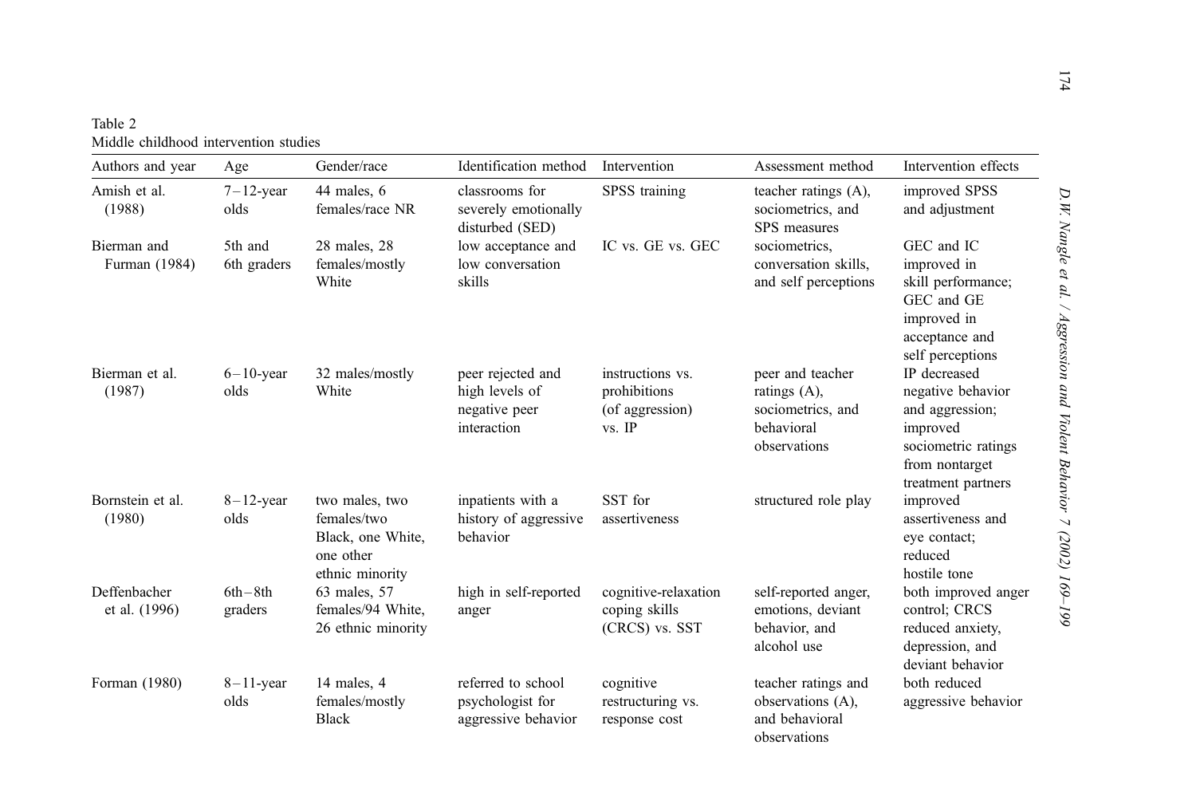Table 2
Middle childhood intervention studies

| Authors and year | Age | Gender/race | Identification method | Intervention | Assessment method | Intervention effects |
|---|---|---|---|---|---|---|
| Amish et al. (1988) | 7–12-year olds | 44 males, 6 females/race NR | classrooms for severely emotionally disturbed (SED) | SPSS training | teacher ratings (A), sociometrics, and SPS measures | improved SPSS and adjustment |
| Bierman and Furman (1984) | 5th and 6th graders | 28 males, 28 females/mostly White | low acceptance and low conversation skills | IC vs. GE vs. GEC | sociometrics, conversation skills, and self perceptions | GEC and IC improved in skill performance; GEC and GE improved in acceptance and self perceptions |
| Bierman et al. (1987) | 6–10-year olds | 32 males/mostly White | peer rejected and high levels of negative peer interaction | instructions vs. prohibitions (of aggression) vs. IP | peer and teacher ratings (A), sociometrics, and behavioral observations | IP decreased negative behavior and aggression; improved sociometric ratings from nontarget treatment partners |
| Bornstein et al. (1980) | 8–12-year olds | two males, two females/two Black, one White, one other ethnic minority | inpatients with a history of aggressive behavior | SST for assertiveness | structured role play | improved assertiveness and eye contact; reduced hostile tone |
| Deffenbacher et al. (1996) | 6th–8th graders | 63 males, 57 females/94 White, 26 ethnic minority | high in self-reported anger | cognitive-relaxation coping skills (CRCS) vs. SST | self-reported anger, emotions, deviant behavior, and alcohol use | both improved anger control; CRCS reduced anxiety, depression, and deviant behavior |
| Forman (1980) | 8–11-year olds | 14 males, 4 females/mostly Black | referred to school psychologist for aggressive behavior | cognitive restructuring vs. response cost | teacher ratings and observations (A), and behavioral observations | both reduced aggressive behavior |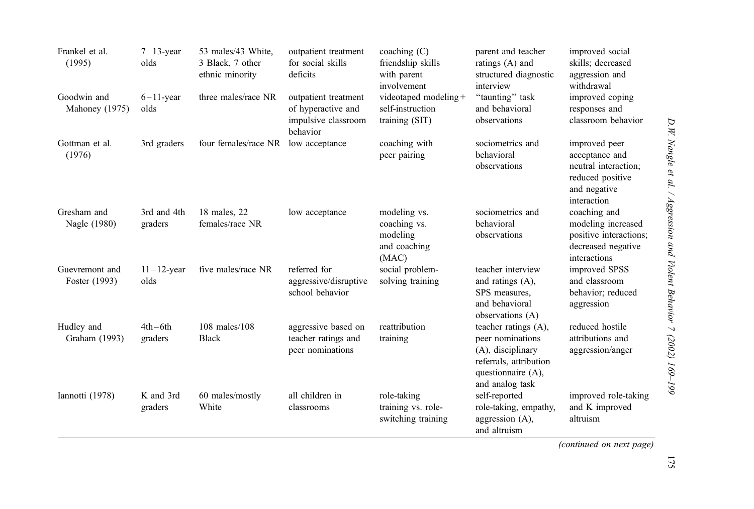| | | | | | | |
|---|---|---|---|---|---|---|
| Frankel et al. (1995) | 7–13-year olds | 53 males/43 White, 3 Black, 7 other ethnic minority | outpatient treatment for social skills deficits | coaching (C) friendship skills with parent involvement | parent and teacher ratings (A) and structured diagnostic interview | improved social skills; decreased aggression and withdrawal |
| Goodwin and Mahoney (1975) | 6–11-year olds | three males/race NR | outpatient treatment of hyperactive and impulsive classroom behavior | videotaped modeling + self-instruction training (SIT) | "taunting" task and behavioral observations | improved coping responses and classroom behavior |
| Gottman et al. (1976) | 3rd graders | four females/race NR | low acceptance | coaching with peer pairing | sociometrics and behavioral observations | improved peer acceptance and neutral interaction; reduced positive and negative interaction |
| Gresham and Nagle (1980) | 3rd and 4th graders | 18 males, 22 females/race NR | low acceptance | modeling vs. coaching vs. modeling and coaching (MAC) | sociometrics and behavioral observations | coaching and modeling increased positive interactions; decreased negative interactions |
| Guevremont and Foster (1993) | 11–12-year olds | five males/race NR | referred for aggressive/disruptive school behavior | social problem-solving training | teacher interview and ratings (A), SPS measures, and behavioral observations (A) | improved SPSS and classroom behavior; reduced aggression |
| Hudley and Graham (1993) | 4th–6th graders | 108 males/108 Black | aggressive based on teacher ratings and peer nominations | reattribution training | teacher ratings (A), peer nominations (A), disciplinary referrals, attribution questionnaire (A), and analog task | reduced hostile attributions and aggression/anger |
| Iannotti (1978) | K and 3rd graders | 60 males/mostly White | all children in classrooms | role-taking training vs. role-switching training | self-reported role-taking, empathy, aggression (A), and altruism | improved role-taking and K improved altruism |

*(continued on next page)*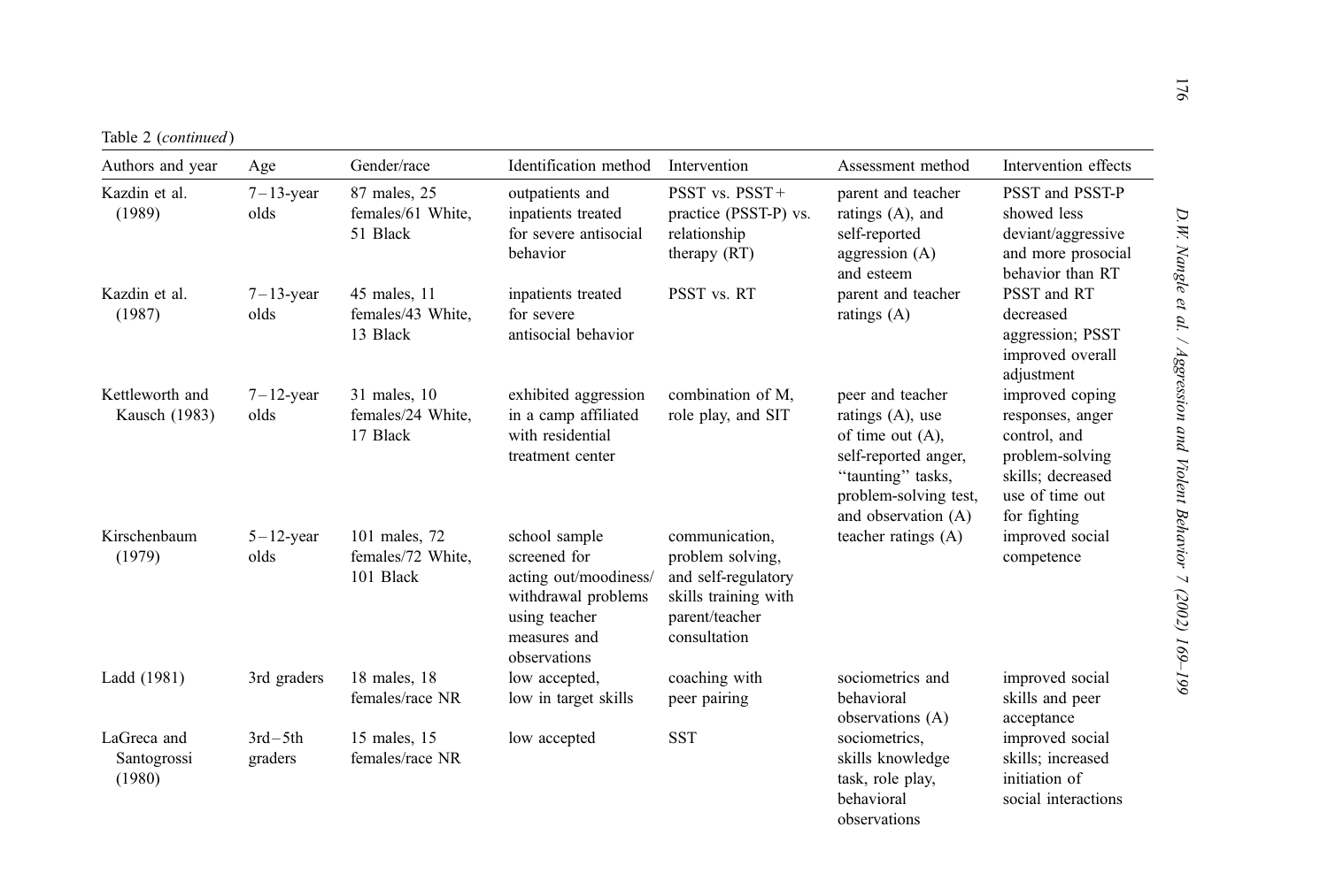Table 2 (*continued*)

| Authors and year | Age | Gender/race | Identification method | Intervention | Assessment method | Intervention effects |
|---|---|---|---|---|---|---|
| Kazdin et al. (1989) | 7–13-year olds | 87 males, 25 females/61 White, 51 Black | outpatients and inpatients treated for severe antisocial behavior | PSST vs. PSST+ practice (PSST-P) vs. relationship therapy (RT) | parent and teacher ratings (A), and self-reported aggression (A) and esteem | PSST and PSST-P showed less deviant/aggressive and more prosocial behavior than RT |
| Kazdin et al. (1987) | 7–13-year olds | 45 males, 11 females/43 White, 13 Black | inpatients treated for severe antisocial behavior | PSST vs. RT | parent and teacher ratings (A) | PSST and RT decreased aggression; PSST improved overall adjustment |
| Kettleworth and Kausch (1983) | 7–12-year olds | 31 males, 10 females/24 White, 17 Black | exhibited aggression in a camp affiliated with residential treatment center | combination of M, role play, and SIT | peer and teacher ratings (A), use of time out (A), self-reported anger, "taunting" tasks, problem-solving test, and observation (A) | improved coping responses, anger control, and problem-solving skills; decreased use of time out for fighting |
| Kirschenbaum (1979) | 5–12-year olds | 101 males, 72 females/72 White, 101 Black | school sample screened for acting out/moodiness/withdrawal problems using teacher measures and observations | communication, problem solving, and self-regulatory skills training with parent/teacher consultation | teacher ratings (A) | improved social competence |
| Ladd (1981) | 3rd graders | 18 males, 18 females/race NR | low accepted, low in target skills | coaching with peer pairing | sociometrics and behavioral observations (A) | improved social skills and peer acceptance |
| LaGreca and Santogrossi (1980) | 3rd–5th graders | 15 males, 15 females/race NR | low accepted | SST | sociometrics, skills knowledge task, role play, behavioral observations | improved social skills; increased initiation of social interactions |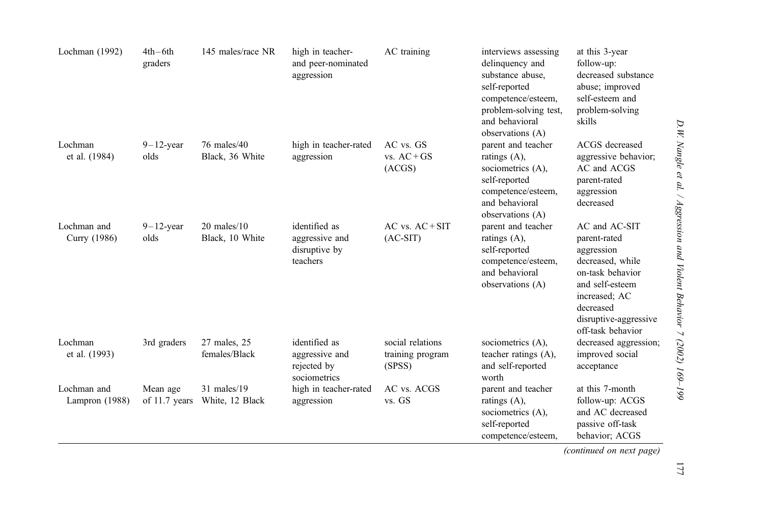| | | | | | | |
|---|---|---|---|---|---|---|
| Lochman (1992) | 4th–6th graders | 145 males/race NR | high in teacher- and peer-nominated aggression | AC training | interviews assessing delinquency and substance abuse, self-reported competence/esteem, problem-solving test, and behavioral observations (A) | at this 3-year follow-up: decreased substance abuse; improved self-esteem and problem-solving skills |
| Lochman et al. (1984) | 9–12-year olds | 76 males/40 Black, 36 White | high in teacher-rated aggression | AC vs. GS vs. AC + GS (ACGS) | parent and teacher ratings (A), sociometrics (A), self-reported competence/esteem, and behavioral observations (A) | ACGS decreased aggressive behavior; AC and ACGS parent-rated aggression decreased |
| Lochman and Curry (1986) | 9–12-year olds | 20 males/10 Black, 10 White | identified as aggressive and disruptive by teachers | AC vs. AC + SIT (AC-SIT) | parent and teacher ratings (A), self-reported competence/esteem, and behavioral observations (A) | AC and AC-SIT parent-rated aggression decreased, while on-task behavior and self-esteem increased; AC decreased disruptive-aggressive off-task behavior |
| Lochman et al. (1993) | 3rd graders | 27 males, 25 females/Black | identified as aggressive and rejected by sociometrics | social relations training program (SPSS) | sociometrics (A), teacher ratings (A), and self-reported worth | decreased aggression; improved social acceptance |
| Lochman and Lampron (1988) | Mean age of 11.7 years | 31 males/19 White, 12 Black | high in teacher-rated aggression | AC vs. ACGS vs. GS | parent and teacher ratings (A), sociometrics (A), self-reported competence/esteem, | at this 7-month follow-up: ACGS and AC decreased passive off-task behavior; ACGS |

*(continued on next page)*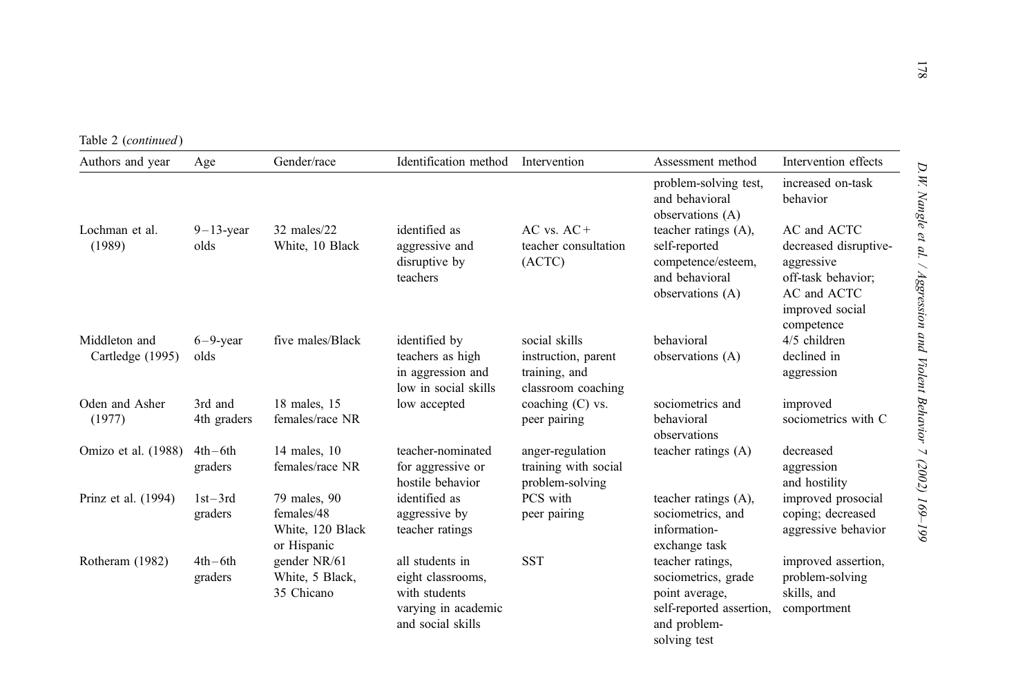Table 2 (*continued*)

| Authors and year | Age | Gender/race | Identification method | Intervention | Assessment method | Intervention effects |
|---|---|---|---|---|---|---|
| | | | | | problem-solving test, and behavioral observations (A) | increased on-task behavior |
| Lochman et al. (1989) | 9–13-year olds | 32 males/22 White, 10 Black | identified as aggressive and disruptive by teachers | AC vs. AC + teacher consultation (ACTC) | teacher ratings (A), self-reported competence/esteem, and behavioral observations (A) | AC and ACTC decreased disruptive-aggressive off-task behavior; AC and ACTC improved social competence |
| Middleton and Cartledge (1995) | 6–9-year olds | five males/Black | identified by teachers as high in aggression and low in social skills | social skills instruction, parent training, and classroom coaching | behavioral observations (A) | 4/5 children declined in aggression |
| Oden and Asher (1977) | 3rd and 4th graders | 18 males, 15 females/race NR | low accepted | coaching (C) vs. peer pairing | sociometrics and behavioral observations | improved sociometrics with C |
| Omizo et al. (1988) | 4th–6th graders | 14 males, 10 females/race NR | teacher-nominated for aggressive or hostile behavior | anger-regulation training with social problem-solving | teacher ratings (A) | decreased aggression and hostility |
| Prinz et al. (1994) | 1st–3rd graders | 79 males, 90 females/48 White, 120 Black or Hispanic | identified as aggressive by teacher ratings | PCS with peer pairing | teacher ratings (A), sociometrics, and information-exchange task | improved prosocial coping; decreased aggressive behavior |
| Rotheram (1982) | 4th–6th graders | gender NR/61 White, 5 Black, 35 Chicano | all students in eight classrooms, with students varying in academic and social skills | SST | teacher ratings, sociometrics, grade point average, self-reported assertion, and problem-solving test | improved assertion, problem-solving skills, and comportment |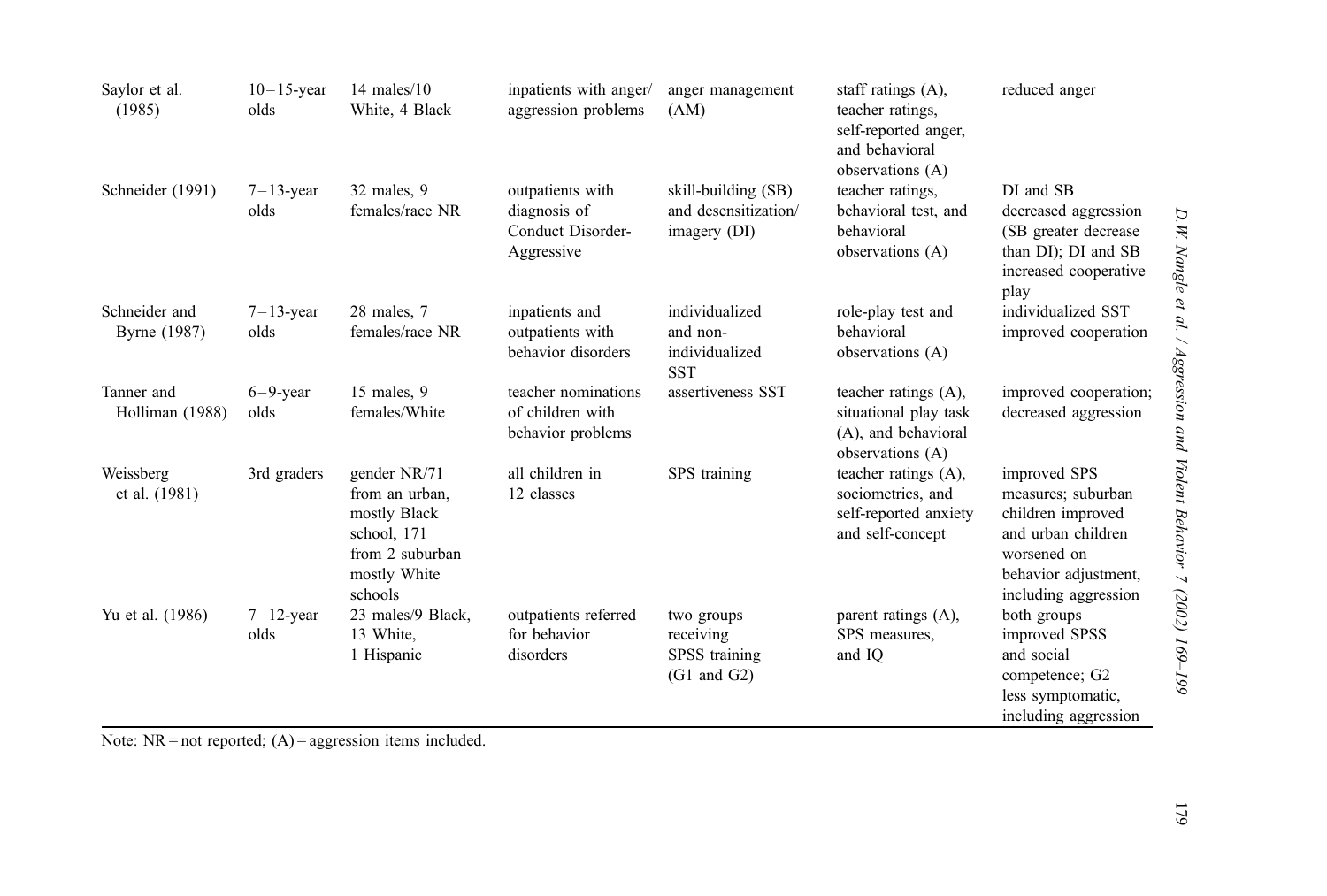| | | | | | | |
|---|---|---|---|---|---|---|
| Saylor et al. (1985) | 10–15-year olds | 14 males/10 White, 4 Black | inpatients with anger/aggression problems | anger management (AM) | staff ratings (A), teacher ratings, self-reported anger, and behavioral observations (A) | reduced anger |
| Schneider (1991) | 7–13-year olds | 32 males, 9 females/race NR | outpatients with diagnosis of Conduct Disorder-Aggressive | skill-building (SB) and desensitization/imagery (DI) | teacher ratings, behavioral test, and behavioral observations (A) | DI and SB decreased aggression (SB greater decrease than DI); DI and SB increased cooperative play |
| Schneider and Byrne (1987) | 7–13-year olds | 28 males, 7 females/race NR | inpatients and outpatients with behavior disorders | individualized and non-individualized SST | role-play test and behavioral observations (A) | individualized SST improved cooperation |
| Tanner and Holliman (1988) | 6–9-year olds | 15 males, 9 females/White | teacher nominations of children with behavior problems | assertiveness SST | teacher ratings (A), situational play task (A), and behavioral observations (A) | improved cooperation; decreased aggression |
| Weissberg et al. (1981) | 3rd graders | gender NR/71 from an urban, mostly Black school, 171 from 2 suburban mostly White schools | all children in 12 classes | SPS training | teacher ratings (A), sociometrics, and self-reported anxiety and self-concept | improved SPS measures; suburban children improved and urban children worsened on behavior adjustment, including aggression |
| Yu et al. (1986) | 7–12-year olds | 23 males/9 Black, 13 White, 1 Hispanic | outpatients referred for behavior disorders | two groups receiving SPSS training (G1 and G2) | parent ratings (A), SPS measures, and IQ | both groups improved SPSS and social competence; G2 less symptomatic, including aggression |

Note: NR = not reported; (A) = aggression items included.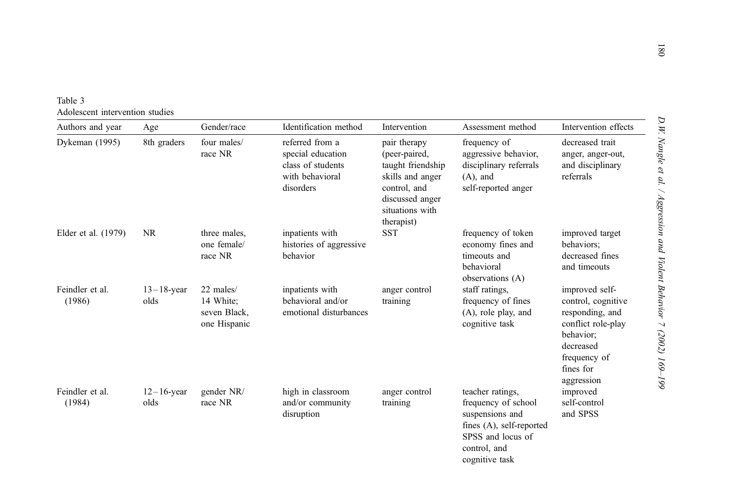Table 3
Adolescent intervention studies

| Authors and year | Age | Gender/race | Identification method | Intervention | Assessment method | Intervention effects |
|---|---|---|---|---|---|---|
| Dykeman (1995) | 8th graders | four males/ race NR | referred from a special education class of students with behavioral disorders | pair therapy (peer-paired, taught friendship skills and anger control, and discussed anger situations with therapist) | frequency of aggressive behavior, disciplinary referrals (A), and self-reported anger | decreased trait anger, anger-out, and disciplinary referrals |
| Elder et al. (1979) | NR | three males, one female/ race NR | inpatients with histories of aggressive behavior | SST | frequency of token economy fines and timeouts and behavioral observations (A) | improved target behaviors; decreased fines and timeouts |
| Feindler et al. (1986) | 13–18-year olds | 22 males/ 14 White; seven Black, one Hispanic | inpatients with behavioral and/or emotional disturbances | anger control training | staff ratings, frequency of fines (A), role play, and cognitive task | improved self-control, cognitive responding, and conflict role-play behavior; decreased frequency of fines for aggression |
| Feindler et al. (1984) | 12–16-year olds | gender NR/ race NR | high in classroom and/or community disruption | anger control training | teacher ratings, frequency of school suspensions and fines (A), self-reported SPSS and locus of control, and cognitive task | improved self-control and SPSS |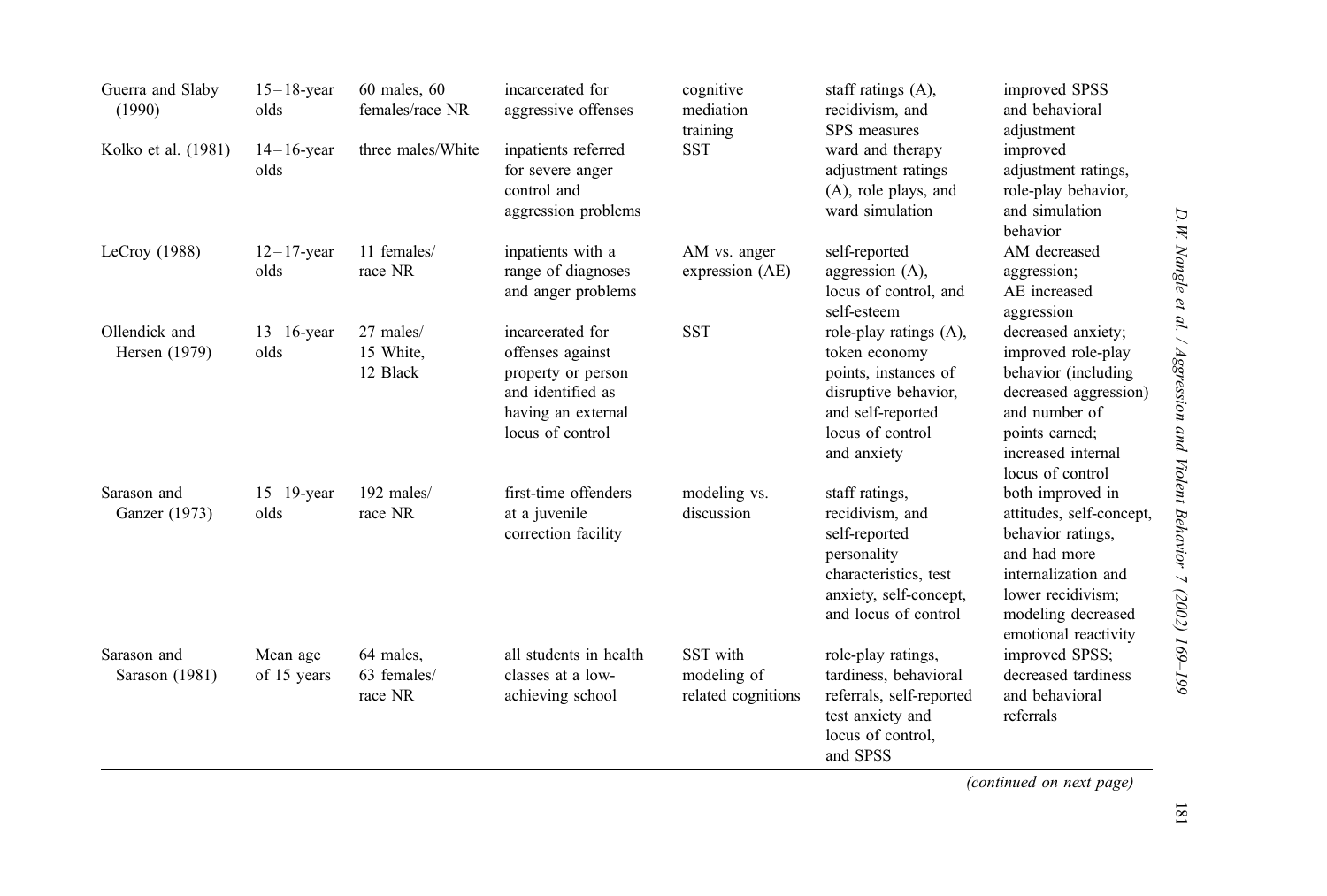| | | | | | | |
|---|---|---|---|---|---|---|
| Guerra and Slaby (1990) | 15–18-year olds | 60 males, 60 females/race NR | incarcerated for aggressive offenses | cognitive mediation training | staff ratings (A), recidivism, and SPS measures | improved SPSS and behavioral adjustment |
| Kolko et al. (1981) | 14–16-year olds | three males/White | inpatients referred for severe anger control and aggression problems | SST | ward and therapy adjustment ratings (A), role plays, and ward simulation | improved adjustment ratings, role-play behavior, and simulation behavior |
| LeCroy (1988) | 12–17-year olds | 11 females/ race NR | inpatients with a range of diagnoses and anger problems | AM vs. anger expression (AE) | self-reported aggression (A), locus of control, and self-esteem | AM decreased aggression; AE increased aggression |
| Ollendick and Hersen (1979) | 13–16-year olds | 27 males/ 15 White, 12 Black | incarcerated for offenses against property or person and identified as having an external locus of control | SST | role-play ratings (A), token economy points, instances of disruptive behavior, and self-reported locus of control and anxiety | decreased anxiety; improved role-play behavior (including decreased aggression) and number of points earned; increased internal locus of control |
| Sarason and Ganzer (1973) | 15–19-year olds | 192 males/ race NR | first-time offenders at a juvenile correction facility | modeling vs. discussion | staff ratings, recidivism, and self-reported personality characteristics, test anxiety, self-concept, and locus of control | both improved in attitudes, self-concept, behavior ratings, and had more internalization and lower recidivism; modeling decreased emotional reactivity |
| Sarason and Sarason (1981) | Mean age of 15 years | 64 males, 63 females/ race NR | all students in health classes at a low-achieving school | SST with modeling of related cognitions | role-play ratings, tardiness, behavioral referrals, self-reported test anxiety and locus of control, and SPSS | improved SPSS; decreased tardiness and behavioral referrals |

*(continued on next page)*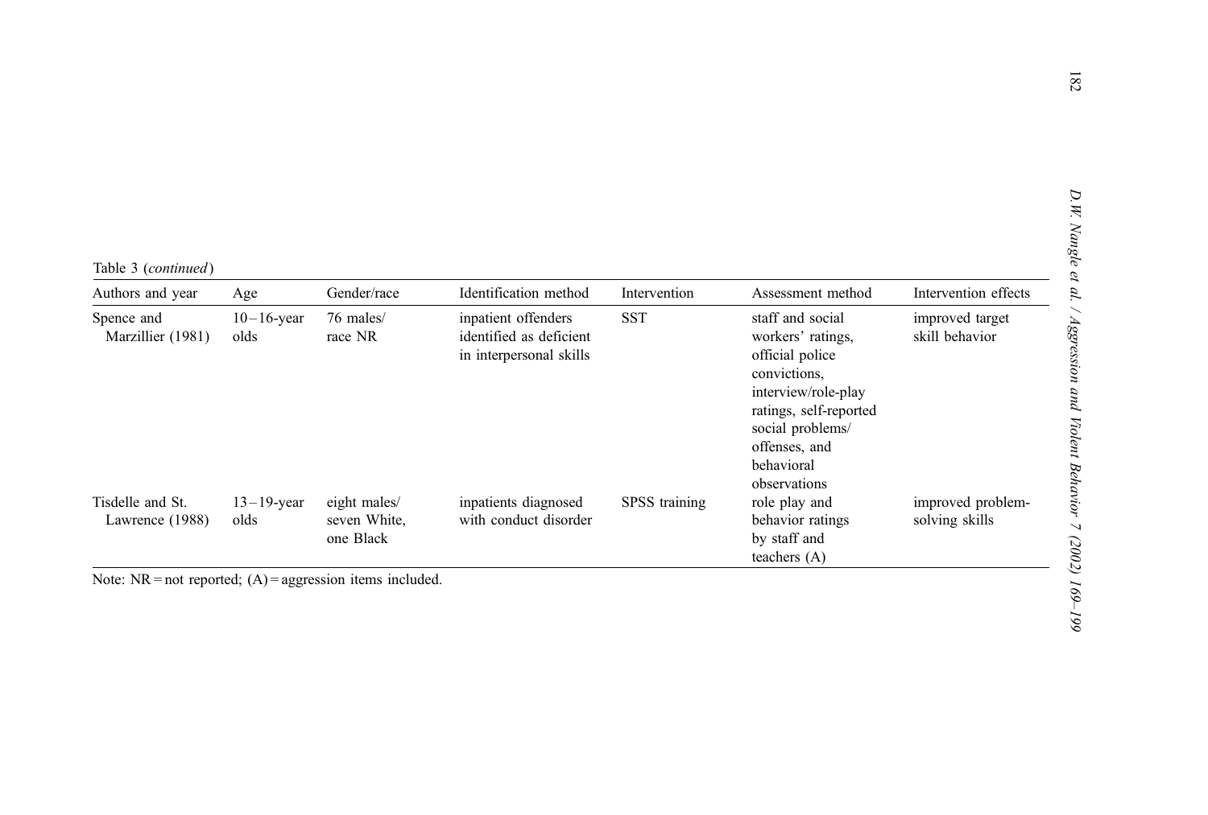Table 3 (*continued*)

| Authors and year | Age | Gender/race | Identification method | Intervention | Assessment method | Intervention effects |
|---|---|---|---|---|---|---|
| Spence and Marzillier (1981) | 10–16-year olds | 76 males/ race NR | inpatient offenders identified as deficient in interpersonal skills | SST | staff and social workers' ratings, official police convictions, interview/role-play ratings, self-reported social problems/ offenses, and behavioral observations | improved target skill behavior |
| Tisdelle and St. Lawrence (1988) | 13–19-year olds | eight males/ seven White, one Black | inpatients diagnosed with conduct disorder | SPSS training | role play and behavior ratings by staff and teachers (A) | improved problem-solving skills |

Note: NR = not reported; (A) = aggression items included.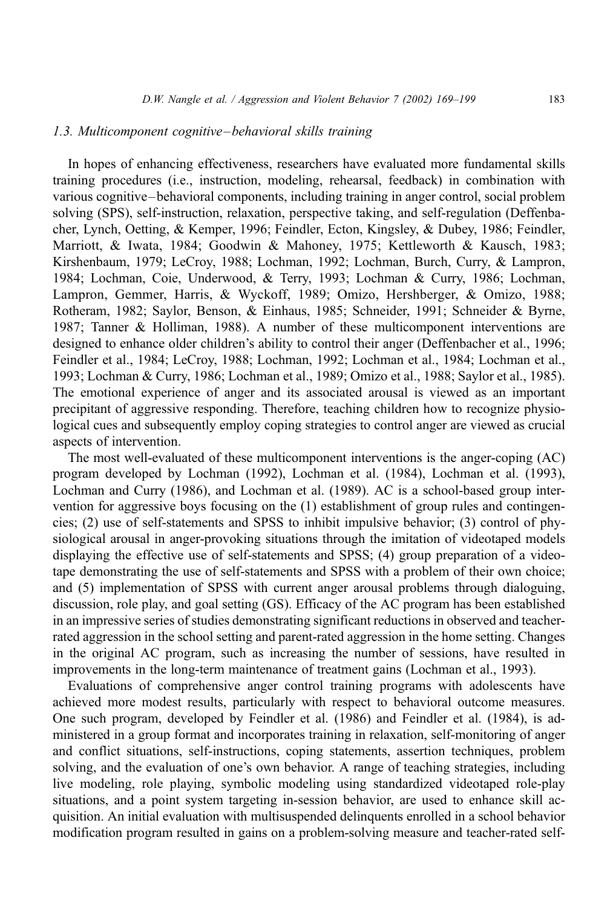### 1.3. Multicomponent cognitive–behavioral skills training

In hopes of enhancing effectiveness, researchers have evaluated more fundamental skills training procedures (i.e., instruction, modeling, rehearsal, feedback) in combination with various cognitive–behavioral components, including training in anger control, social problem solving (SPS), self-instruction, relaxation, perspective taking, and self-regulation (Deffenbacher, Lynch, Oetting, & Kemper, 1996; Feindler, Ecton, Kingsley, & Dubey, 1986; Feindler, Marriott, & Iwata, 1984; Goodwin & Mahoney, 1975; Kettleworth & Kausch, 1983; Kirshenbaum, 1979; LeCroy, 1988; Lochman, 1992; Lochman, Burch, Curry, & Lampron, 1984; Lochman, Coie, Underwood, & Terry, 1993; Lochman & Curry, 1986; Lochman, Lampron, Gemmer, Harris, & Wyckoff, 1989; Omizo, Hershberger, & Omizo, 1988; Rotheram, 1982; Saylor, Benson, & Einhaus, 1985; Schneider, 1991; Schneider & Byrne, 1987; Tanner & Holliman, 1988). A number of these multicomponent interventions are designed to enhance older children's ability to control their anger (Deffenbacher et al., 1996; Feindler et al., 1984; LeCroy, 1988; Lochman, 1992; Lochman et al., 1984; Lochman et al., 1993; Lochman & Curry, 1986; Lochman et al., 1989; Omizo et al., 1988; Saylor et al., 1985). The emotional experience of anger and its associated arousal is viewed as an important precipitant of aggressive responding. Therefore, teaching children how to recognize physiological cues and subsequently employ coping strategies to control anger are viewed as crucial aspects of intervention.

The most well-evaluated of these multicomponent interventions is the anger-coping (AC) program developed by Lochman (1992), Lochman et al. (1984), Lochman et al. (1993), Lochman and Curry (1986), and Lochman et al. (1989). AC is a school-based group intervention for aggressive boys focusing on the (1) establishment of group rules and contingencies; (2) use of self-statements and SPSS to inhibit impulsive behavior; (3) control of physiological arousal in anger-provoking situations through the imitation of videotaped models displaying the effective use of self-statements and SPSS; (4) group preparation of a videotape demonstrating the use of self-statements and SPSS with a problem of their own choice; and (5) implementation of SPSS with current anger arousal problems through dialoguing, discussion, role play, and goal setting (GS). Efficacy of the AC program has been established in an impressive series of studies demonstrating significant reductions in observed and teacher-rated aggression in the school setting and parent-rated aggression in the home setting. Changes in the original AC program, such as increasing the number of sessions, have resulted in improvements in the long-term maintenance of treatment gains (Lochman et al., 1993).

Evaluations of comprehensive anger control training programs with adolescents have achieved more modest results, particularly with respect to behavioral outcome measures. One such program, developed by Feindler et al. (1986) and Feindler et al. (1984), is administered in a group format and incorporates training in relaxation, self-monitoring of anger and conflict situations, self-instructions, coping statements, assertion techniques, problem solving, and the evaluation of one's own behavior. A range of teaching strategies, including live modeling, role playing, symbolic modeling using standardized videotaped role-play situations, and a point system targeting in-session behavior, are used to enhance skill acquisition. An initial evaluation with multisuspended delinquents enrolled in a school behavior modification program resulted in gains on a problem-solving measure and teacher-rated self-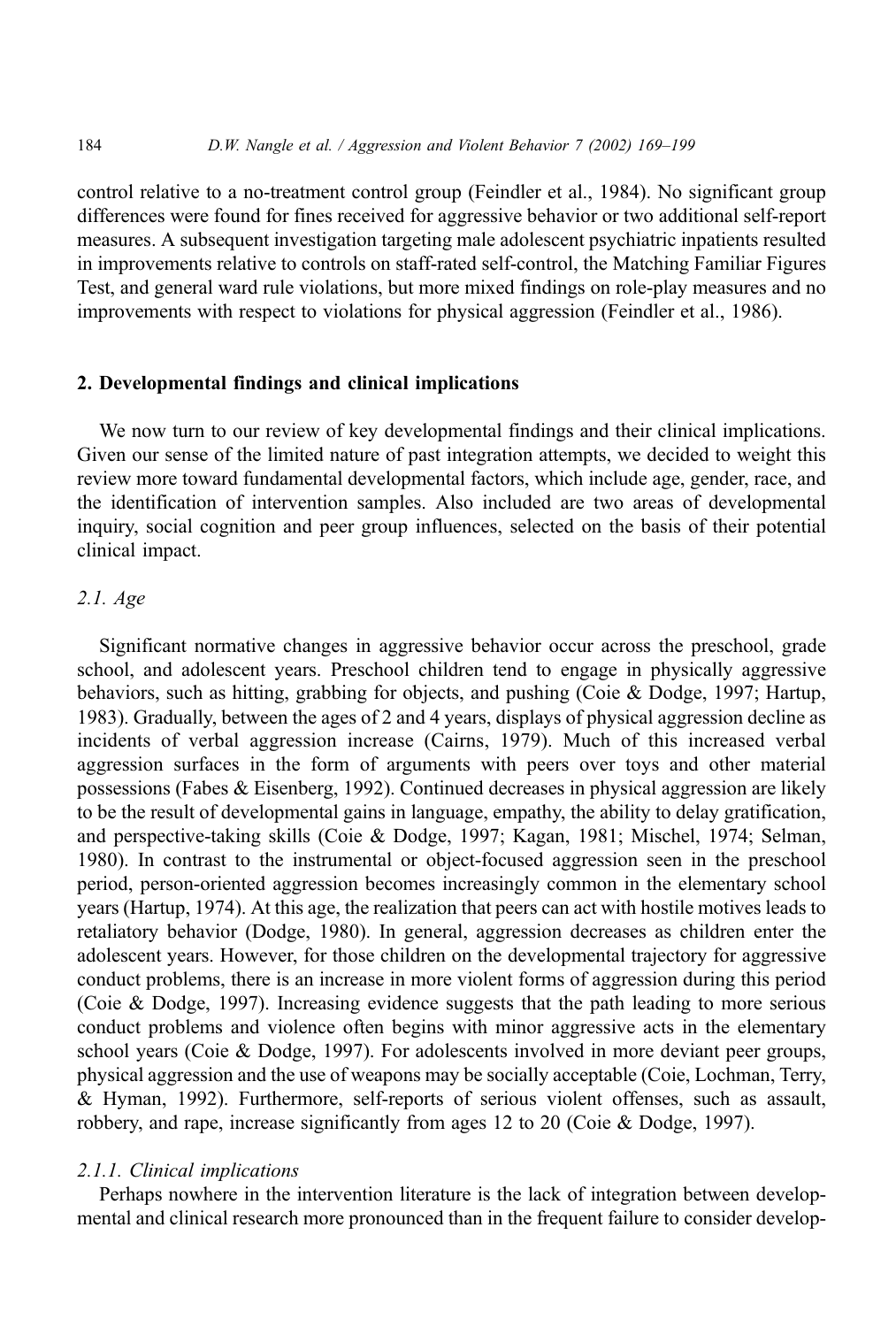control relative to a no-treatment control group (Feindler et al., 1984). No significant group differences were found for fines received for aggressive behavior or two additional self-report measures. A subsequent investigation targeting male adolescent psychiatric inpatients resulted in improvements relative to controls on staff-rated self-control, the Matching Familiar Figures Test, and general ward rule violations, but more mixed findings on role-play measures and no improvements with respect to violations for physical aggression (Feindler et al., 1986).

## 2. Developmental findings and clinical implications

We now turn to our review of key developmental findings and their clinical implications. Given our sense of the limited nature of past integration attempts, we decided to weight this review more toward fundamental developmental factors, which include age, gender, race, and the identification of intervention samples. Also included are two areas of developmental inquiry, social cognition and peer group influences, selected on the basis of their potential clinical impact.

### 2.1. Age

Significant normative changes in aggressive behavior occur across the preschool, grade school, and adolescent years. Preschool children tend to engage in physically aggressive behaviors, such as hitting, grabbing for objects, and pushing (Coie & Dodge, 1997; Hartup, 1983). Gradually, between the ages of 2 and 4 years, displays of physical aggression decline as incidents of verbal aggression increase (Cairns, 1979). Much of this increased verbal aggression surfaces in the form of arguments with peers over toys and other material possessions (Fabes & Eisenberg, 1992). Continued decreases in physical aggression are likely to be the result of developmental gains in language, empathy, the ability to delay gratification, and perspective-taking skills (Coie & Dodge, 1997; Kagan, 1981; Mischel, 1974; Selman, 1980). In contrast to the instrumental or object-focused aggression seen in the preschool period, person-oriented aggression becomes increasingly common in the elementary school years (Hartup, 1974). At this age, the realization that peers can act with hostile motives leads to retaliatory behavior (Dodge, 1980). In general, aggression decreases as children enter the adolescent years. However, for those children on the developmental trajectory for aggressive conduct problems, there is an increase in more violent forms of aggression during this period (Coie & Dodge, 1997). Increasing evidence suggests that the path leading to more serious conduct problems and violence often begins with minor aggressive acts in the elementary school years (Coie & Dodge, 1997). For adolescents involved in more deviant peer groups, physical aggression and the use of weapons may be socially acceptable (Coie, Lochman, Terry, & Hyman, 1992). Furthermore, self-reports of serious violent offenses, such as assault, robbery, and rape, increase significantly from ages 12 to 20 (Coie & Dodge, 1997).

#### 2.1.1. Clinical implications

Perhaps nowhere in the intervention literature is the lack of integration between developmental and clinical research more pronounced than in the frequent failure to consider develop-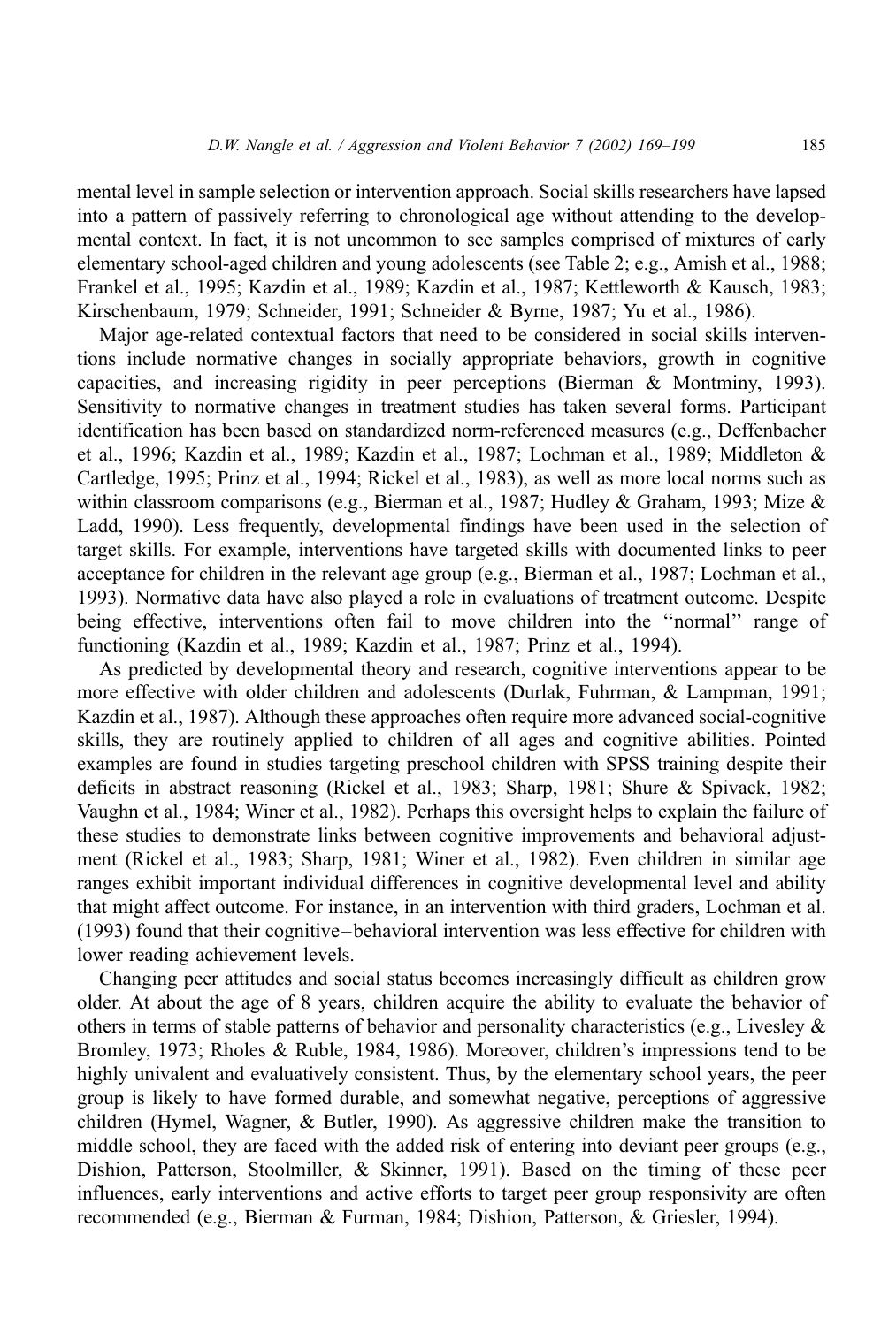mental level in sample selection or intervention approach. Social skills researchers have lapsed into a pattern of passively referring to chronological age without attending to the developmental context. In fact, it is not uncommon to see samples comprised of mixtures of early elementary school-aged children and young adolescents (see Table 2; e.g., Amish et al., 1988; Frankel et al., 1995; Kazdin et al., 1989; Kazdin et al., 1987; Kettleworth & Kausch, 1983; Kirschenbaum, 1979; Schneider, 1991; Schneider & Byrne, 1987; Yu et al., 1986).

Major age-related contextual factors that need to be considered in social skills interventions include normative changes in socially appropriate behaviors, growth in cognitive capacities, and increasing rigidity in peer perceptions (Bierman & Montminy, 1993). Sensitivity to normative changes in treatment studies has taken several forms. Participant identification has been based on standardized norm-referenced measures (e.g., Deffenbacher et al., 1996; Kazdin et al., 1989; Kazdin et al., 1987; Lochman et al., 1989; Middleton & Cartledge, 1995; Prinz et al., 1994; Rickel et al., 1983), as well as more local norms such as within classroom comparisons (e.g., Bierman et al., 1987; Hudley & Graham, 1993; Mize & Ladd, 1990). Less frequently, developmental findings have been used in the selection of target skills. For example, interventions have targeted skills with documented links to peer acceptance for children in the relevant age group (e.g., Bierman et al., 1987; Lochman et al., 1993). Normative data have also played a role in evaluations of treatment outcome. Despite being effective, interventions often fail to move children into the ''normal'' range of functioning (Kazdin et al., 1989; Kazdin et al., 1987; Prinz et al., 1994).

As predicted by developmental theory and research, cognitive interventions appear to be more effective with older children and adolescents (Durlak, Fuhrman, & Lampman, 1991; Kazdin et al., 1987). Although these approaches often require more advanced social-cognitive skills, they are routinely applied to children of all ages and cognitive abilities. Pointed examples are found in studies targeting preschool children with SPSS training despite their deficits in abstract reasoning (Rickel et al., 1983; Sharp, 1981; Shure & Spivack, 1982; Vaughn et al., 1984; Winer et al., 1982). Perhaps this oversight helps to explain the failure of these studies to demonstrate links between cognitive improvements and behavioral adjustment (Rickel et al., 1983; Sharp, 1981; Winer et al., 1982). Even children in similar age ranges exhibit important individual differences in cognitive developmental level and ability that might affect outcome. For instance, in an intervention with third graders, Lochman et al. (1993) found that their cognitive–behavioral intervention was less effective for children with lower reading achievement levels.

Changing peer attitudes and social status becomes increasingly difficult as children grow older. At about the age of 8 years, children acquire the ability to evaluate the behavior of others in terms of stable patterns of behavior and personality characteristics (e.g., Livesley & Bromley, 1973; Rholes & Ruble, 1984, 1986). Moreover, children's impressions tend to be highly univalent and evaluatively consistent. Thus, by the elementary school years, the peer group is likely to have formed durable, and somewhat negative, perceptions of aggressive children (Hymel, Wagner, & Butler, 1990). As aggressive children make the transition to middle school, they are faced with the added risk of entering into deviant peer groups (e.g., Dishion, Patterson, Stoolmiller, & Skinner, 1991). Based on the timing of these peer influences, early interventions and active efforts to target peer group responsivity are often recommended (e.g., Bierman & Furman, 1984; Dishion, Patterson, & Griesler, 1994).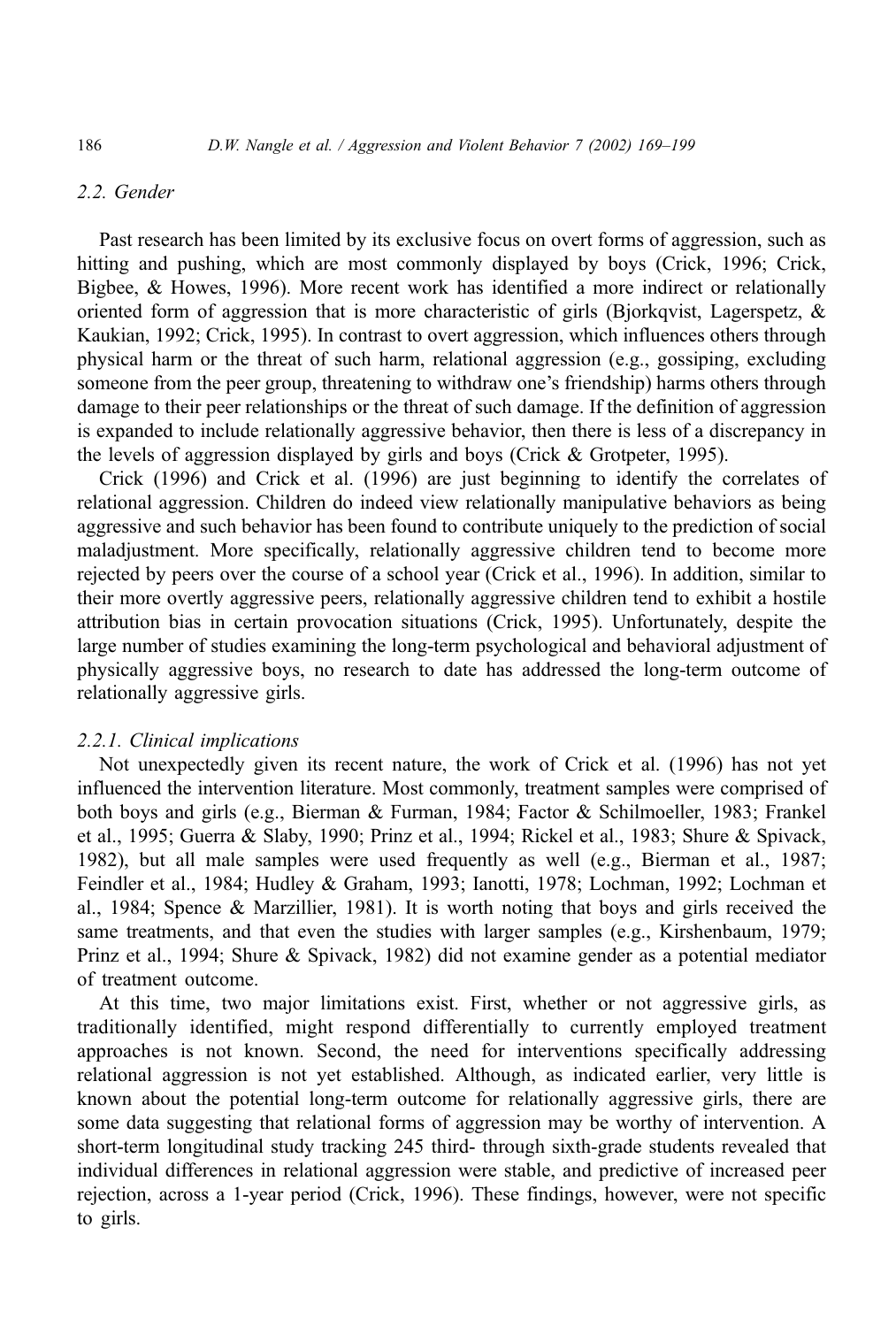### 2.2. Gender

Past research has been limited by its exclusive focus on overt forms of aggression, such as hitting and pushing, which are most commonly displayed by boys (Crick, 1996; Crick, Bigbee, & Howes, 1996). More recent work has identified a more indirect or relationally oriented form of aggression that is more characteristic of girls (Bjorkqvist, Lagerspetz, & Kaukian, 1992; Crick, 1995). In contrast to overt aggression, which influences others through physical harm or the threat of such harm, relational aggression (e.g., gossiping, excluding someone from the peer group, threatening to withdraw one's friendship) harms others through damage to their peer relationships or the threat of such damage. If the definition of aggression is expanded to include relationally aggressive behavior, then there is less of a discrepancy in the levels of aggression displayed by girls and boys (Crick & Grotpeter, 1995).

Crick (1996) and Crick et al. (1996) are just beginning to identify the correlates of relational aggression. Children do indeed view relationally manipulative behaviors as being aggressive and such behavior has been found to contribute uniquely to the prediction of social maladjustment. More specifically, relationally aggressive children tend to become more rejected by peers over the course of a school year (Crick et al., 1996). In addition, similar to their more overtly aggressive peers, relationally aggressive children tend to exhibit a hostile attribution bias in certain provocation situations (Crick, 1995). Unfortunately, despite the large number of studies examining the long-term psychological and behavioral adjustment of physically aggressive boys, no research to date has addressed the long-term outcome of relationally aggressive girls.

#### 2.2.1. Clinical implications

Not unexpectedly given its recent nature, the work of Crick et al. (1996) has not yet influenced the intervention literature. Most commonly, treatment samples were comprised of both boys and girls (e.g., Bierman & Furman, 1984; Factor & Schilmoeller, 1983; Frankel et al., 1995; Guerra & Slaby, 1990; Prinz et al., 1994; Rickel et al., 1983; Shure & Spivack, 1982), but all male samples were used frequently as well (e.g., Bierman et al., 1987; Feindler et al., 1984; Hudley & Graham, 1993; Ianotti, 1978; Lochman, 1992; Lochman et al., 1984; Spence & Marzillier, 1981). It is worth noting that boys and girls received the same treatments, and that even the studies with larger samples (e.g., Kirshenbaum, 1979; Prinz et al., 1994; Shure & Spivack, 1982) did not examine gender as a potential mediator of treatment outcome.

At this time, two major limitations exist. First, whether or not aggressive girls, as traditionally identified, might respond differentially to currently employed treatment approaches is not known. Second, the need for interventions specifically addressing relational aggression is not yet established. Although, as indicated earlier, very little is known about the potential long-term outcome for relationally aggressive girls, there are some data suggesting that relational forms of aggression may be worthy of intervention. A short-term longitudinal study tracking 245 third- through sixth-grade students revealed that individual differences in relational aggression were stable, and predictive of increased peer rejection, across a 1-year period (Crick, 1996). These findings, however, were not specific to girls.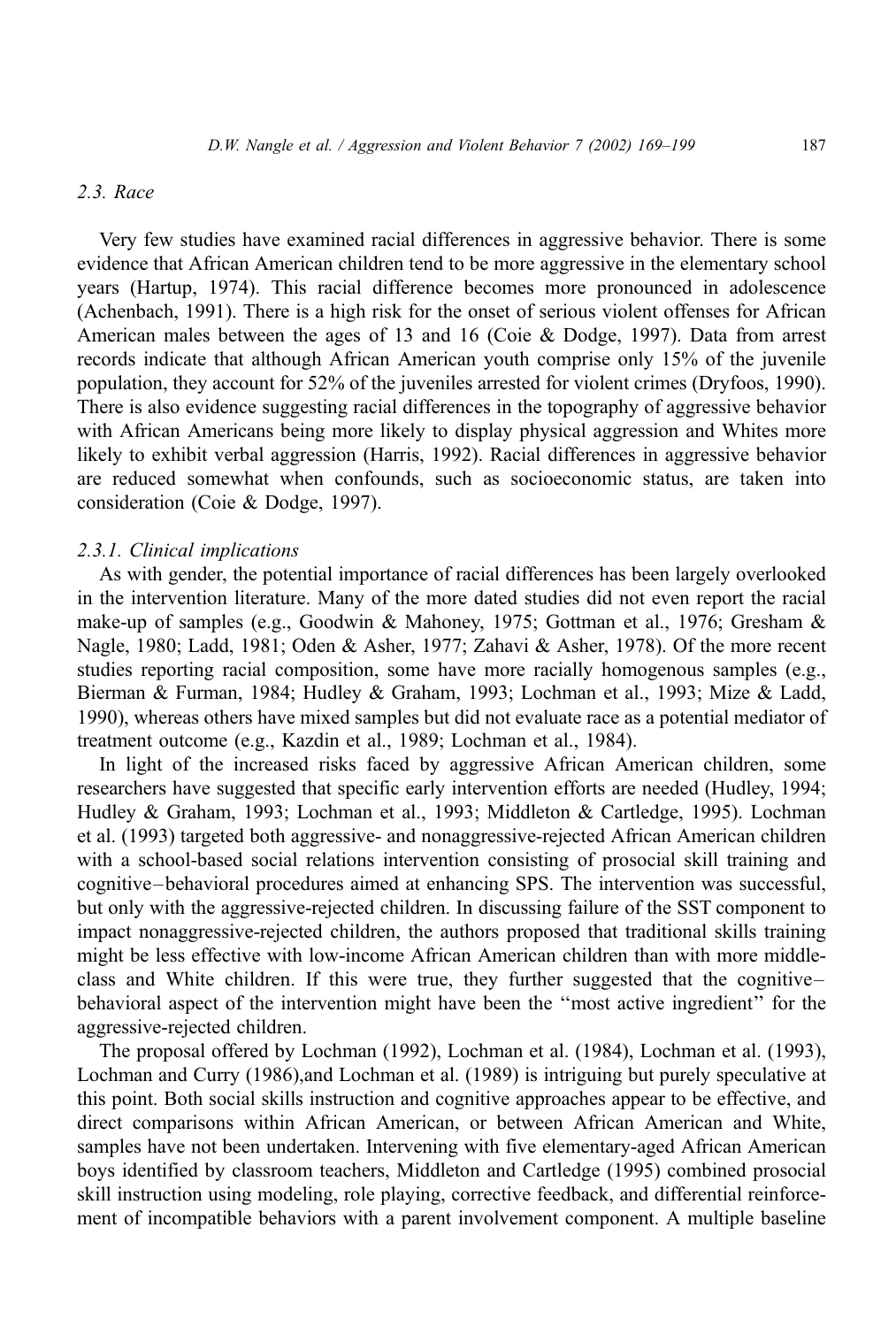### 2.3. Race

Very few studies have examined racial differences in aggressive behavior. There is some evidence that African American children tend to be more aggressive in the elementary school years (Hartup, 1974). This racial difference becomes more pronounced in adolescence (Achenbach, 1991). There is a high risk for the onset of serious violent offenses for African American males between the ages of 13 and 16 (Coie & Dodge, 1997). Data from arrest records indicate that although African American youth comprise only 15% of the juvenile population, they account for 52% of the juveniles arrested for violent crimes (Dryfoos, 1990). There is also evidence suggesting racial differences in the topography of aggressive behavior with African Americans being more likely to display physical aggression and Whites more likely to exhibit verbal aggression (Harris, 1992). Racial differences in aggressive behavior are reduced somewhat when confounds, such as socioeconomic status, are taken into consideration (Coie & Dodge, 1997).

#### 2.3.1. Clinical implications

As with gender, the potential importance of racial differences has been largely overlooked in the intervention literature. Many of the more dated studies did not even report the racial make-up of samples (e.g., Goodwin & Mahoney, 1975; Gottman et al., 1976; Gresham & Nagle, 1980; Ladd, 1981; Oden & Asher, 1977; Zahavi & Asher, 1978). Of the more recent studies reporting racial composition, some have more racially homogenous samples (e.g., Bierman & Furman, 1984; Hudley & Graham, 1993; Lochman et al., 1993; Mize & Ladd, 1990), whereas others have mixed samples but did not evaluate race as a potential mediator of treatment outcome (e.g., Kazdin et al., 1989; Lochman et al., 1984).

In light of the increased risks faced by aggressive African American children, some researchers have suggested that specific early intervention efforts are needed (Hudley, 1994; Hudley & Graham, 1993; Lochman et al., 1993; Middleton & Cartledge, 1995). Lochman et al. (1993) targeted both aggressive- and nonaggressive-rejected African American children with a school-based social relations intervention consisting of prosocial skill training and cognitive–behavioral procedures aimed at enhancing SPS. The intervention was successful, but only with the aggressive-rejected children. In discussing failure of the SST component to impact nonaggressive-rejected children, the authors proposed that traditional skills training might be less effective with low-income African American children than with more middle-class and White children. If this were true, they further suggested that the cognitive–behavioral aspect of the intervention might have been the "most active ingredient" for the aggressive-rejected children.

The proposal offered by Lochman (1992), Lochman et al. (1984), Lochman et al. (1993), Lochman and Curry (1986),and Lochman et al. (1989) is intriguing but purely speculative at this point. Both social skills instruction and cognitive approaches appear to be effective, and direct comparisons within African American, or between African American and White, samples have not been undertaken. Intervening with five elementary-aged African American boys identified by classroom teachers, Middleton and Cartledge (1995) combined prosocial skill instruction using modeling, role playing, corrective feedback, and differential reinforcement of incompatible behaviors with a parent involvement component. A multiple baseline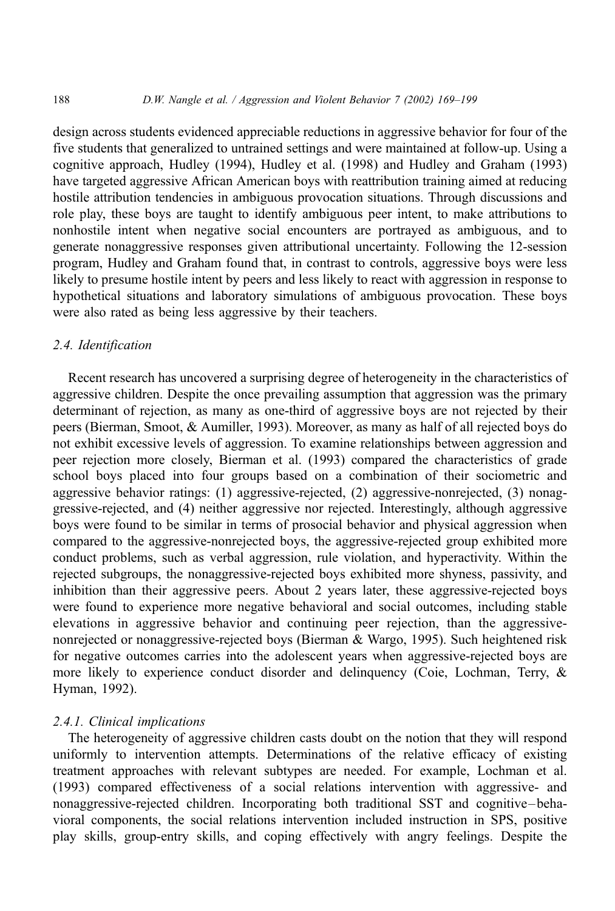design across students evidenced appreciable reductions in aggressive behavior for four of the five students that generalized to untrained settings and were maintained at follow-up. Using a cognitive approach, Hudley (1994), Hudley et al. (1998) and Hudley and Graham (1993) have targeted aggressive African American boys with reattribution training aimed at reducing hostile attribution tendencies in ambiguous provocation situations. Through discussions and role play, these boys are taught to identify ambiguous peer intent, to make attributions to nonhostile intent when negative social encounters are portrayed as ambiguous, and to generate nonaggressive responses given attributional uncertainty. Following the 12-session program, Hudley and Graham found that, in contrast to controls, aggressive boys were less likely to presume hostile intent by peers and less likely to react with aggression in response to hypothetical situations and laboratory simulations of ambiguous provocation. These boys were also rated as being less aggressive by their teachers.

### 2.4. Identification

Recent research has uncovered a surprising degree of heterogeneity in the characteristics of aggressive children. Despite the once prevailing assumption that aggression was the primary determinant of rejection, as many as one-third of aggressive boys are not rejected by their peers (Bierman, Smoot, & Aumiller, 1993). Moreover, as many as half of all rejected boys do not exhibit excessive levels of aggression. To examine relationships between aggression and peer rejection more closely, Bierman et al. (1993) compared the characteristics of grade school boys placed into four groups based on a combination of their sociometric and aggressive behavior ratings: (1) aggressive-rejected, (2) aggressive-nonrejected, (3) nonaggressive-rejected, and (4) neither aggressive nor rejected. Interestingly, although aggressive boys were found to be similar in terms of prosocial behavior and physical aggression when compared to the aggressive-nonrejected boys, the aggressive-rejected group exhibited more conduct problems, such as verbal aggression, rule violation, and hyperactivity. Within the rejected subgroups, the nonaggressive-rejected boys exhibited more shyness, passivity, and inhibition than their aggressive peers. About 2 years later, these aggressive-rejected boys were found to experience more negative behavioral and social outcomes, including stable elevations in aggressive behavior and continuing peer rejection, than the aggressive-nonrejected or nonaggressive-rejected boys (Bierman & Wargo, 1995). Such heightened risk for negative outcomes carries into the adolescent years when aggressive-rejected boys are more likely to experience conduct disorder and delinquency (Coie, Lochman, Terry, & Hyman, 1992).

#### 2.4.1. Clinical implications

The heterogeneity of aggressive children casts doubt on the notion that they will respond uniformly to intervention attempts. Determinations of the relative efficacy of existing treatment approaches with relevant subtypes are needed. For example, Lochman et al. (1993) compared effectiveness of a social relations intervention with aggressive- and nonaggressive-rejected children. Incorporating both traditional SST and cognitive–behavioral components, the social relations intervention included instruction in SPS, positive play skills, group-entry skills, and coping effectively with angry feelings. Despite the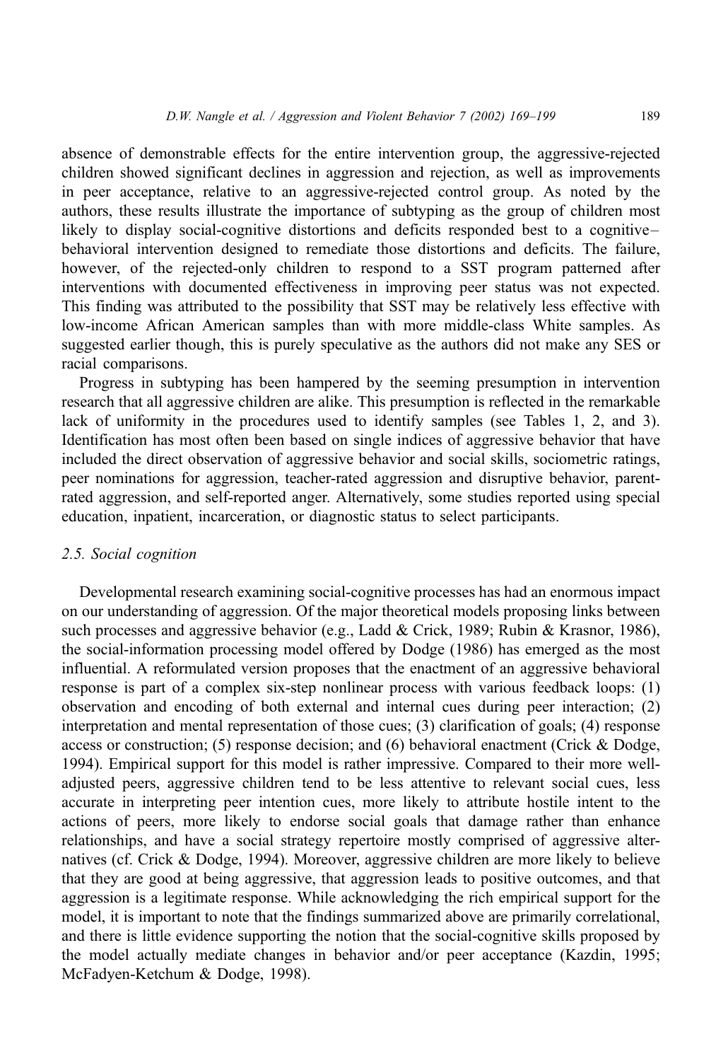absence of demonstrable effects for the entire intervention group, the aggressive-rejected children showed significant declines in aggression and rejection, as well as improvements in peer acceptance, relative to an aggressive-rejected control group. As noted by the authors, these results illustrate the importance of subtyping as the group of children most likely to display social-cognitive distortions and deficits responded best to a cognitive–behavioral intervention designed to remediate those distortions and deficits. The failure, however, of the rejected-only children to respond to a SST program patterned after interventions with documented effectiveness in improving peer status was not expected. This finding was attributed to the possibility that SST may be relatively less effective with low-income African American samples than with more middle-class White samples. As suggested earlier though, this is purely speculative as the authors did not make any SES or racial comparisons.

Progress in subtyping has been hampered by the seeming presumption in intervention research that all aggressive children are alike. This presumption is reflected in the remarkable lack of uniformity in the procedures used to identify samples (see Tables 1, 2, and 3). Identification has most often been based on single indices of aggressive behavior that have included the direct observation of aggressive behavior and social skills, sociometric ratings, peer nominations for aggression, teacher-rated aggression and disruptive behavior, parent-rated aggression, and self-reported anger. Alternatively, some studies reported using special education, inpatient, incarceration, or diagnostic status to select participants.

### 2.5. Social cognition

Developmental research examining social-cognitive processes has had an enormous impact on our understanding of aggression. Of the major theoretical models proposing links between such processes and aggressive behavior (e.g., Ladd & Crick, 1989; Rubin & Krasnor, 1986), the social-information processing model offered by Dodge (1986) has emerged as the most influential. A reformulated version proposes that the enactment of an aggressive behavioral response is part of a complex six-step nonlinear process with various feedback loops: (1) observation and encoding of both external and internal cues during peer interaction; (2) interpretation and mental representation of those cues; (3) clarification of goals; (4) response access or construction; (5) response decision; and (6) behavioral enactment (Crick & Dodge, 1994). Empirical support for this model is rather impressive. Compared to their more well-adjusted peers, aggressive children tend to be less attentive to relevant social cues, less accurate in interpreting peer intention cues, more likely to attribute hostile intent to the actions of peers, more likely to endorse social goals that damage rather than enhance relationships, and have a social strategy repertoire mostly comprised of aggressive alternatives (cf. Crick & Dodge, 1994). Moreover, aggressive children are more likely to believe that they are good at being aggressive, that aggression leads to positive outcomes, and that aggression is a legitimate response. While acknowledging the rich empirical support for the model, it is important to note that the findings summarized above are primarily correlational, and there is little evidence supporting the notion that the social-cognitive skills proposed by the model actually mediate changes in behavior and/or peer acceptance (Kazdin, 1995; McFadyen-Ketchum & Dodge, 1998).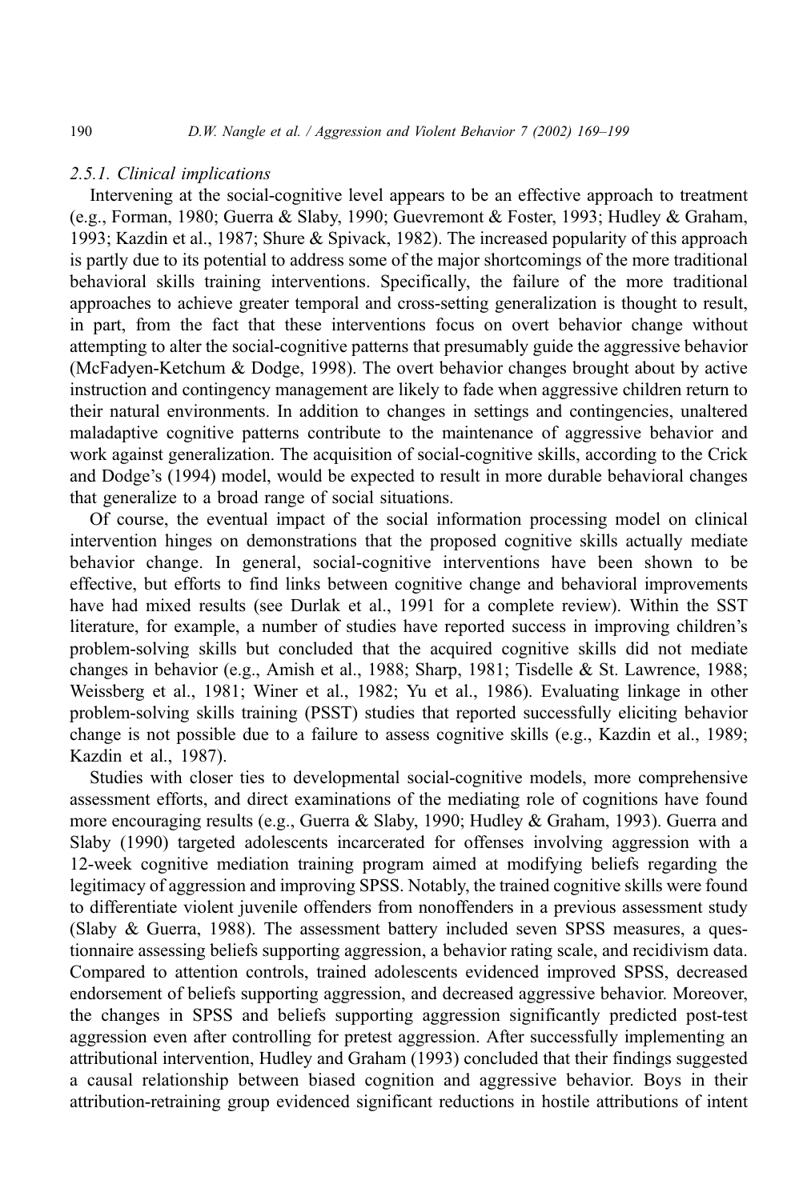### 2.5.1. Clinical implications

Intervening at the social-cognitive level appears to be an effective approach to treatment (e.g., Forman, 1980; Guerra & Slaby, 1990; Guevremont & Foster, 1993; Hudley & Graham, 1993; Kazdin et al., 1987; Shure & Spivack, 1982). The increased popularity of this approach is partly due to its potential to address some of the major shortcomings of the more traditional behavioral skills training interventions. Specifically, the failure of the more traditional approaches to achieve greater temporal and cross-setting generalization is thought to result, in part, from the fact that these interventions focus on overt behavior change without attempting to alter the social-cognitive patterns that presumably guide the aggressive behavior (McFadyen-Ketchum & Dodge, 1998). The overt behavior changes brought about by active instruction and contingency management are likely to fade when aggressive children return to their natural environments. In addition to changes in settings and contingencies, unaltered maladaptive cognitive patterns contribute to the maintenance of aggressive behavior and work against generalization. The acquisition of social-cognitive skills, according to the Crick and Dodge's (1994) model, would be expected to result in more durable behavioral changes that generalize to a broad range of social situations.

Of course, the eventual impact of the social information processing model on clinical intervention hinges on demonstrations that the proposed cognitive skills actually mediate behavior change. In general, social-cognitive interventions have been shown to be effective, but efforts to find links between cognitive change and behavioral improvements have had mixed results (see Durlak et al., 1991 for a complete review). Within the SST literature, for example, a number of studies have reported success in improving children's problem-solving skills but concluded that the acquired cognitive skills did not mediate changes in behavior (e.g., Amish et al., 1988; Sharp, 1981; Tisdelle & St. Lawrence, 1988; Weissberg et al., 1981; Winer et al., 1982; Yu et al., 1986). Evaluating linkage in other problem-solving skills training (PSST) studies that reported successfully eliciting behavior change is not possible due to a failure to assess cognitive skills (e.g., Kazdin et al., 1989; Kazdin et al., 1987).

Studies with closer ties to developmental social-cognitive models, more comprehensive assessment efforts, and direct examinations of the mediating role of cognitions have found more encouraging results (e.g., Guerra & Slaby, 1990; Hudley & Graham, 1993). Guerra and Slaby (1990) targeted adolescents incarcerated for offenses involving aggression with a 12-week cognitive mediation training program aimed at modifying beliefs regarding the legitimacy of aggression and improving SPSS. Notably, the trained cognitive skills were found to differentiate violent juvenile offenders from nonoffenders in a previous assessment study (Slaby & Guerra, 1988). The assessment battery included seven SPSS measures, a questionnaire assessing beliefs supporting aggression, a behavior rating scale, and recidivism data. Compared to attention controls, trained adolescents evidenced improved SPSS, decreased endorsement of beliefs supporting aggression, and decreased aggressive behavior. Moreover, the changes in SPSS and beliefs supporting aggression significantly predicted post-test aggression even after controlling for pretest aggression. After successfully implementing an attributional intervention, Hudley and Graham (1993) concluded that their findings suggested a causal relationship between biased cognition and aggressive behavior. Boys in their attribution-retraining group evidenced significant reductions in hostile attributions of intent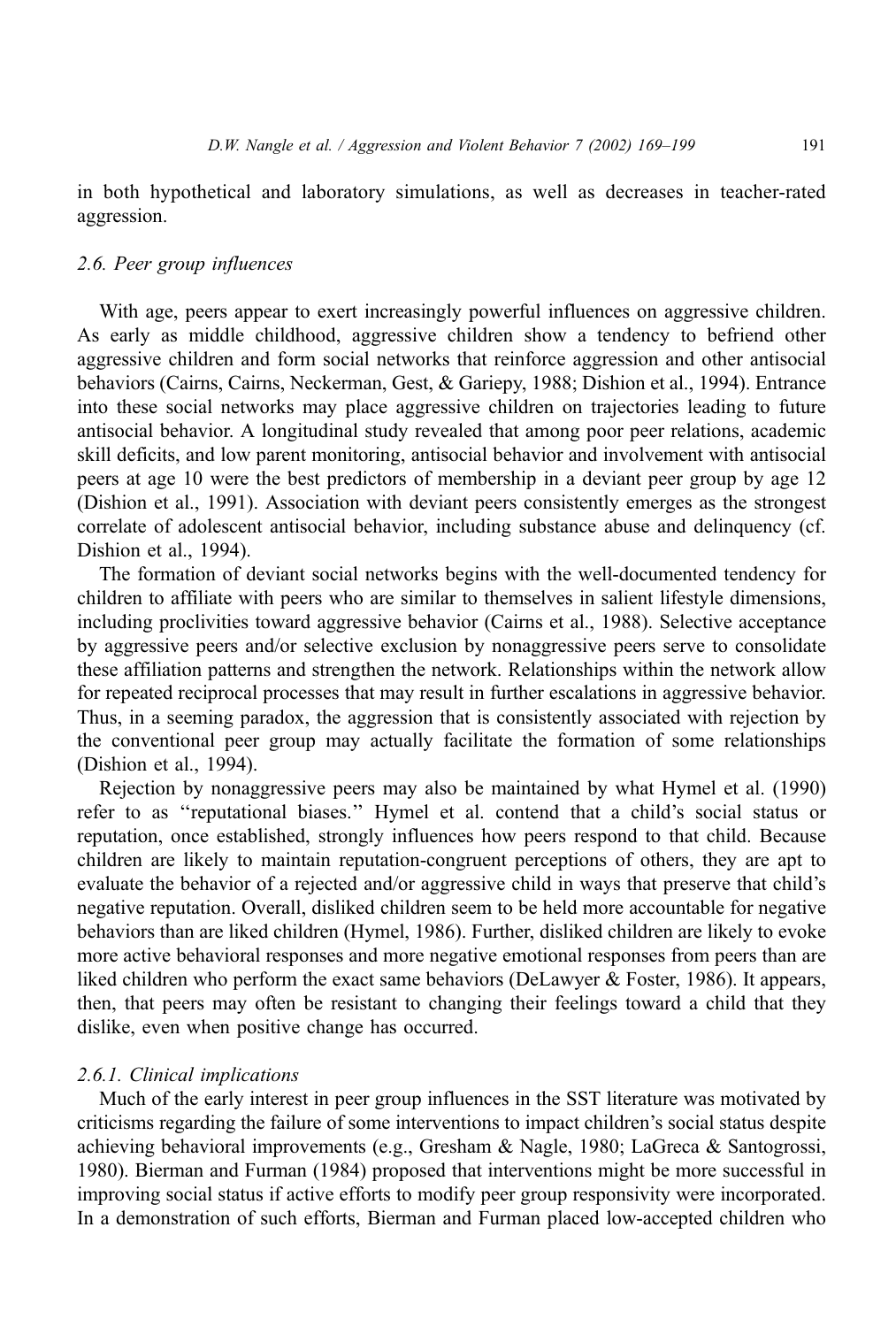in both hypothetical and laboratory simulations, as well as decreases in teacher-rated aggression.

### 2.6. Peer group influences

With age, peers appear to exert increasingly powerful influences on aggressive children. As early as middle childhood, aggressive children show a tendency to befriend other aggressive children and form social networks that reinforce aggression and other antisocial behaviors (Cairns, Cairns, Neckerman, Gest, & Gariepy, 1988; Dishion et al., 1994). Entrance into these social networks may place aggressive children on trajectories leading to future antisocial behavior. A longitudinal study revealed that among poor peer relations, academic skill deficits, and low parent monitoring, antisocial behavior and involvement with antisocial peers at age 10 were the best predictors of membership in a deviant peer group by age 12 (Dishion et al., 1991). Association with deviant peers consistently emerges as the strongest correlate of adolescent antisocial behavior, including substance abuse and delinquency (cf. Dishion et al., 1994).

The formation of deviant social networks begins with the well-documented tendency for children to affiliate with peers who are similar to themselves in salient lifestyle dimensions, including proclivities toward aggressive behavior (Cairns et al., 1988). Selective acceptance by aggressive peers and/or selective exclusion by nonaggressive peers serve to consolidate these affiliation patterns and strengthen the network. Relationships within the network allow for repeated reciprocal processes that may result in further escalations in aggressive behavior. Thus, in a seeming paradox, the aggression that is consistently associated with rejection by the conventional peer group may actually facilitate the formation of some relationships (Dishion et al., 1994).

Rejection by nonaggressive peers may also be maintained by what Hymel et al. (1990) refer to as ''reputational biases.'' Hymel et al. contend that a child's social status or reputation, once established, strongly influences how peers respond to that child. Because children are likely to maintain reputation-congruent perceptions of others, they are apt to evaluate the behavior of a rejected and/or aggressive child in ways that preserve that child's negative reputation. Overall, disliked children seem to be held more accountable for negative behaviors than are liked children (Hymel, 1986). Further, disliked children are likely to evoke more active behavioral responses and more negative emotional responses from peers than are liked children who perform the exact same behaviors (DeLawyer & Foster, 1986). It appears, then, that peers may often be resistant to changing their feelings toward a child that they dislike, even when positive change has occurred.

#### 2.6.1. Clinical implications

Much of the early interest in peer group influences in the SST literature was motivated by criticisms regarding the failure of some interventions to impact children's social status despite achieving behavioral improvements (e.g., Gresham & Nagle, 1980; LaGreca & Santogrossi, 1980). Bierman and Furman (1984) proposed that interventions might be more successful in improving social status if active efforts to modify peer group responsivity were incorporated. In a demonstration of such efforts, Bierman and Furman placed low-accepted children who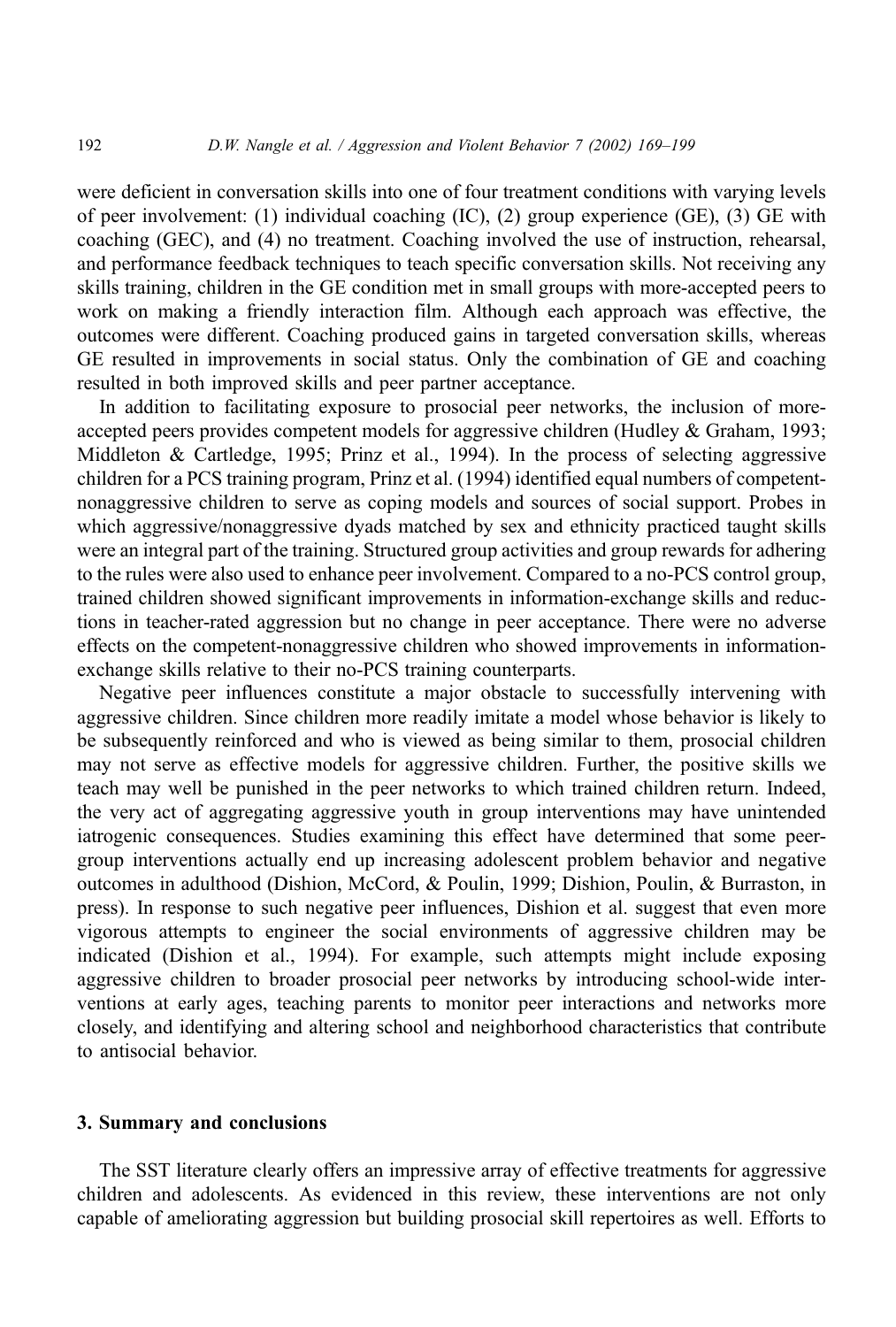were deficient in conversation skills into one of four treatment conditions with varying levels of peer involvement: (1) individual coaching (IC), (2) group experience (GE), (3) GE with coaching (GEC), and (4) no treatment. Coaching involved the use of instruction, rehearsal, and performance feedback techniques to teach specific conversation skills. Not receiving any skills training, children in the GE condition met in small groups with more-accepted peers to work on making a friendly interaction film. Although each approach was effective, the outcomes were different. Coaching produced gains in targeted conversation skills, whereas GE resulted in improvements in social status. Only the combination of GE and coaching resulted in both improved skills and peer partner acceptance.

In addition to facilitating exposure to prosocial peer networks, the inclusion of more-accepted peers provides competent models for aggressive children (Hudley & Graham, 1993; Middleton & Cartledge, 1995; Prinz et al., 1994). In the process of selecting aggressive children for a PCS training program, Prinz et al. (1994) identified equal numbers of competent-nonaggressive children to serve as coping models and sources of social support. Probes in which aggressive/nonaggressive dyads matched by sex and ethnicity practiced taught skills were an integral part of the training. Structured group activities and group rewards for adhering to the rules were also used to enhance peer involvement. Compared to a no-PCS control group, trained children showed significant improvements in information-exchange skills and reductions in teacher-rated aggression but no change in peer acceptance. There were no adverse effects on the competent-nonaggressive children who showed improvements in information-exchange skills relative to their no-PCS training counterparts.

Negative peer influences constitute a major obstacle to successfully intervening with aggressive children. Since children more readily imitate a model whose behavior is likely to be subsequently reinforced and who is viewed as being similar to them, prosocial children may not serve as effective models for aggressive children. Further, the positive skills we teach may well be punished in the peer networks to which trained children return. Indeed, the very act of aggregating aggressive youth in group interventions may have unintended iatrogenic consequences. Studies examining this effect have determined that some peer-group interventions actually end up increasing adolescent problem behavior and negative outcomes in adulthood (Dishion, McCord, & Poulin, 1999; Dishion, Poulin, & Burraston, in press). In response to such negative peer influences, Dishion et al. suggest that even more vigorous attempts to engineer the social environments of aggressive children may be indicated (Dishion et al., 1994). For example, such attempts might include exposing aggressive children to broader prosocial peer networks by introducing school-wide interventions at early ages, teaching parents to monitor peer interactions and networks more closely, and identifying and altering school and neighborhood characteristics that contribute to antisocial behavior.

## 3. Summary and conclusions

The SST literature clearly offers an impressive array of effective treatments for aggressive children and adolescents. As evidenced in this review, these interventions are not only capable of ameliorating aggression but building prosocial skill repertoires as well. Efforts to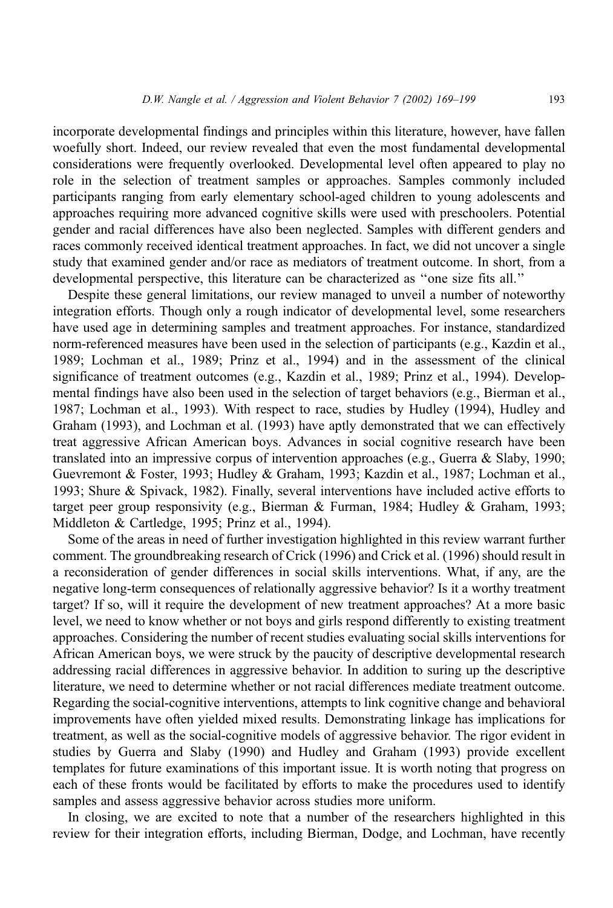incorporate developmental findings and principles within this literature, however, have fallen woefully short. Indeed, our review revealed that even the most fundamental developmental considerations were frequently overlooked. Developmental level often appeared to play no role in the selection of treatment samples or approaches. Samples commonly included participants ranging from early elementary school-aged children to young adolescents and approaches requiring more advanced cognitive skills were used with preschoolers. Potential gender and racial differences have also been neglected. Samples with different genders and races commonly received identical treatment approaches. In fact, we did not uncover a single study that examined gender and/or race as mediators of treatment outcome. In short, from a developmental perspective, this literature can be characterized as ''one size fits all.''

Despite these general limitations, our review managed to unveil a number of noteworthy integration efforts. Though only a rough indicator of developmental level, some researchers have used age in determining samples and treatment approaches. For instance, standardized norm-referenced measures have been used in the selection of participants (e.g., Kazdin et al., 1989; Lochman et al., 1989; Prinz et al., 1994) and in the assessment of the clinical significance of treatment outcomes (e.g., Kazdin et al., 1989; Prinz et al., 1994). Developmental findings have also been used in the selection of target behaviors (e.g., Bierman et al., 1987; Lochman et al., 1993). With respect to race, studies by Hudley (1994), Hudley and Graham (1993), and Lochman et al. (1993) have aptly demonstrated that we can effectively treat aggressive African American boys. Advances in social cognitive research have been translated into an impressive corpus of intervention approaches (e.g., Guerra & Slaby, 1990; Guevremont & Foster, 1993; Hudley & Graham, 1993; Kazdin et al., 1987; Lochman et al., 1993; Shure & Spivack, 1982). Finally, several interventions have included active efforts to target peer group responsivity (e.g., Bierman & Furman, 1984; Hudley & Graham, 1993; Middleton & Cartledge, 1995; Prinz et al., 1994).

Some of the areas in need of further investigation highlighted in this review warrant further comment. The groundbreaking research of Crick (1996) and Crick et al. (1996) should result in a reconsideration of gender differences in social skills interventions. What, if any, are the negative long-term consequences of relationally aggressive behavior? Is it a worthy treatment target? If so, will it require the development of new treatment approaches? At a more basic level, we need to know whether or not boys and girls respond differently to existing treatment approaches. Considering the number of recent studies evaluating social skills interventions for African American boys, we were struck by the paucity of descriptive developmental research addressing racial differences in aggressive behavior. In addition to suring up the descriptive literature, we need to determine whether or not racial differences mediate treatment outcome. Regarding the social-cognitive interventions, attempts to link cognitive change and behavioral improvements have often yielded mixed results. Demonstrating linkage has implications for treatment, as well as the social-cognitive models of aggressive behavior. The rigor evident in studies by Guerra and Slaby (1990) and Hudley and Graham (1993) provide excellent templates for future examinations of this important issue. It is worth noting that progress on each of these fronts would be facilitated by efforts to make the procedures used to identify samples and assess aggressive behavior across studies more uniform.

In closing, we are excited to note that a number of the researchers highlighted in this review for their integration efforts, including Bierman, Dodge, and Lochman, have recently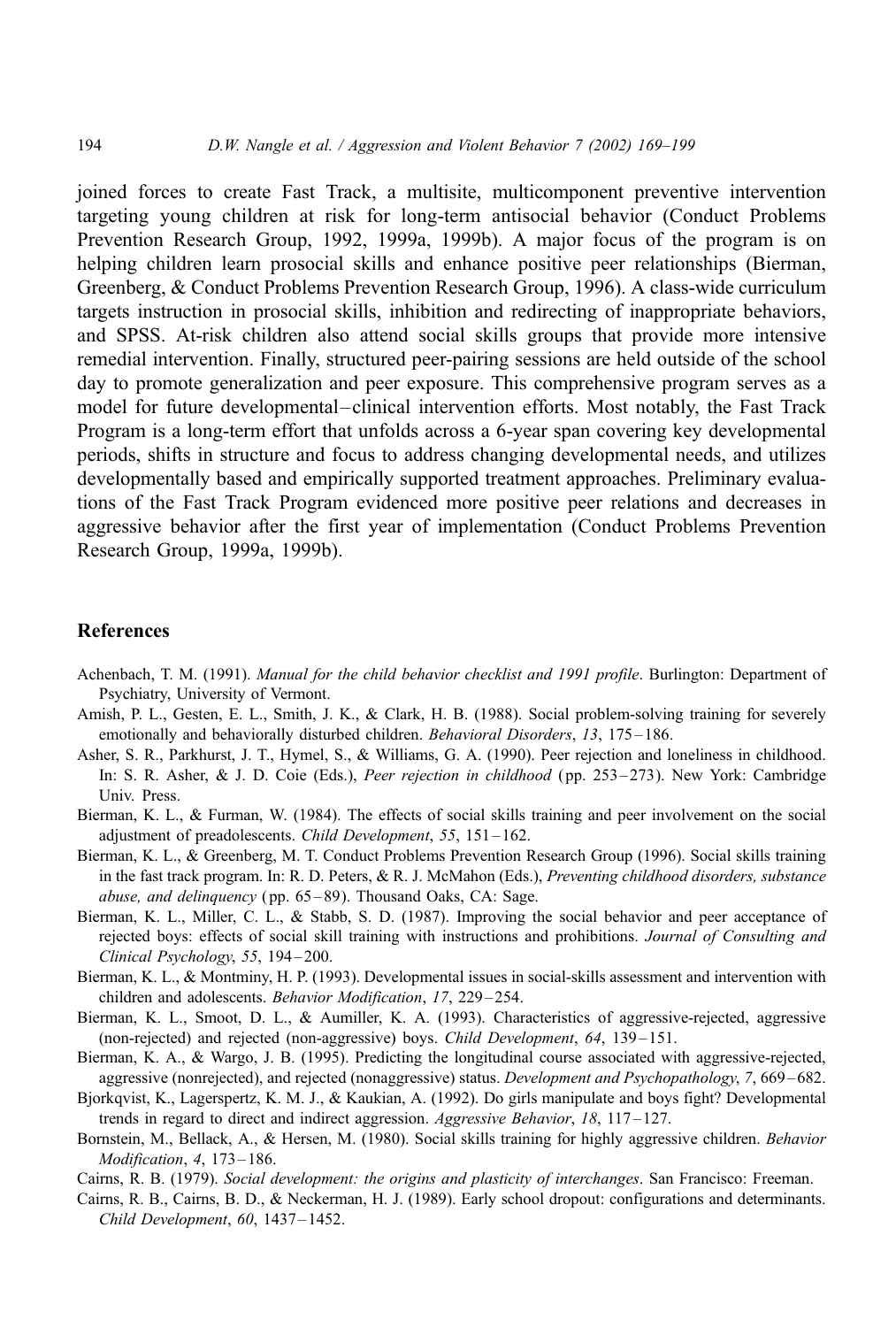joined forces to create Fast Track, a multisite, multicomponent preventive intervention targeting young children at risk for long-term antisocial behavior (Conduct Problems Prevention Research Group, 1992, 1999a, 1999b). A major focus of the program is on helping children learn prosocial skills and enhance positive peer relationships (Bierman, Greenberg, & Conduct Problems Prevention Research Group, 1996). A class-wide curriculum targets instruction in prosocial skills, inhibition and redirecting of inappropriate behaviors, and SPSS. At-risk children also attend social skills groups that provide more intensive remedial intervention. Finally, structured peer-pairing sessions are held outside of the school day to promote generalization and peer exposure. This comprehensive program serves as a model for future developmental–clinical intervention efforts. Most notably, the Fast Track Program is a long-term effort that unfolds across a 6-year span covering key developmental periods, shifts in structure and focus to address changing developmental needs, and utilizes developmentally based and empirically supported treatment approaches. Preliminary evaluations of the Fast Track Program evidenced more positive peer relations and decreases in aggressive behavior after the first year of implementation (Conduct Problems Prevention Research Group, 1999a, 1999b).

## References

Achenbach, T. M. (1991). *Manual for the child behavior checklist and 1991 profile*. Burlington: Department of Psychiatry, University of Vermont.

Amish, P. L., Gesten, E. L., Smith, J. K., & Clark, H. B. (1988). Social problem-solving training for severely emotionally and behaviorally disturbed children. *Behavioral Disorders*, *13*, 175–186.

Asher, S. R., Parkhurst, J. T., Hymel, S., & Williams, G. A. (1990). Peer rejection and loneliness in childhood. In: S. R. Asher, & J. D. Coie (Eds.), *Peer rejection in childhood* (pp. 253–273). New York: Cambridge Univ. Press.

Bierman, K. L., & Furman, W. (1984). The effects of social skills training and peer involvement on the social adjustment of preadolescents. *Child Development*, *55*, 151–162.

Bierman, K. L., & Greenberg, M. T. Conduct Problems Prevention Research Group (1996). Social skills training in the fast track program. In: R. D. Peters, & R. J. McMahon (Eds.), *Preventing childhood disorders, substance abuse, and delinquency* (pp. 65–89). Thousand Oaks, CA: Sage.

Bierman, K. L., Miller, C. L., & Stabb, S. D. (1987). Improving the social behavior and peer acceptance of rejected boys: effects of social skill training with instructions and prohibitions. *Journal of Consulting and Clinical Psychology*, *55*, 194–200.

Bierman, K. L., & Montminy, H. P. (1993). Developmental issues in social-skills assessment and intervention with children and adolescents. *Behavior Modification*, *17*, 229–254.

Bierman, K. L., Smoot, D. L., & Aumiller, K. A. (1993). Characteristics of aggressive-rejected, aggressive (non-rejected) and rejected (non-aggressive) boys. *Child Development*, *64*, 139–151.

Bierman, K. A., & Wargo, J. B. (1995). Predicting the longitudinal course associated with aggressive-rejected, aggressive (nonrejected), and rejected (nonaggressive) status. *Development and Psychopathology*, *7*, 669–682.

Bjorkqvist, K., Lagerspertz, K. M. J., & Kaukian, A. (1992). Do girls manipulate and boys fight? Developmental trends in regard to direct and indirect aggression. *Aggressive Behavior*, *18*, 117–127.

Bornstein, M., Bellack, A., & Hersen, M. (1980). Social skills training for highly aggressive children. *Behavior Modification*, *4*, 173–186.

Cairns, R. B. (1979). *Social development: the origins and plasticity of interchanges*. San Francisco: Freeman.

Cairns, R. B., Cairns, B. D., & Neckerman, H. J. (1989). Early school dropout: configurations and determinants. *Child Development*, *60*, 1437–1452.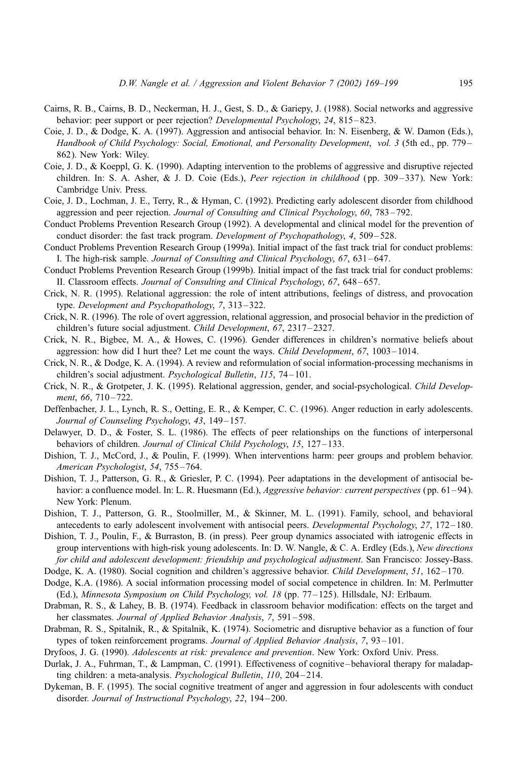Cairns, R. B., Cairns, B. D., Neckerman, H. J., Gest, S. D., & Gariepy, J. (1988). Social networks and aggressive behavior: peer support or peer rejection? *Developmental Psychology*, *24*, 815–823.

Coie, J. D., & Dodge, K. A. (1997). Aggression and antisocial behavior. In: N. Eisenberg, & W. Damon (Eds.), *Handbook of Child Psychology: Social, Emotional, and Personality Development*, *vol. 3* (5th ed., pp. 779–862). New York: Wiley.

Coie, J. D., & Koeppl, G. K. (1990). Adapting intervention to the problems of aggressive and disruptive rejected children. In: S. A. Asher, & J. D. Coie (Eds.), *Peer rejection in childhood* (pp. 309–337). New York: Cambridge Univ. Press.

Coie, J. D., Lochman, J. E., Terry, R., & Hyman, C. (1992). Predicting early adolescent disorder from childhood aggression and peer rejection. *Journal of Consulting and Clinical Psychology*, *60*, 783–792.

Conduct Problems Prevention Research Group (1992). A developmental and clinical model for the prevention of conduct disorder: the fast track program. *Development of Psychopathology*, *4*, 509–528.

Conduct Problems Prevention Research Group (1999a). Initial impact of the fast track trial for conduct problems: I. The high-risk sample. *Journal of Consulting and Clinical Psychology*, *67*, 631–647.

Conduct Problems Prevention Research Group (1999b). Initial impact of the fast track trial for conduct problems: II. Classroom effects. *Journal of Consulting and Clinical Psychology*, *67*, 648–657.

Crick, N. R. (1995). Relational aggression: the role of intent attributions, feelings of distress, and provocation type. *Development and Psychopathology*, *7*, 313–322.

Crick, N. R. (1996). The role of overt aggression, relational aggression, and prosocial behavior in the prediction of children's future social adjustment. *Child Development*, *67*, 2317–2327.

Crick, N. R., Bigbee, M. A., & Howes, C. (1996). Gender differences in children's normative beliefs about aggression: how did I hurt thee? Let me count the ways. *Child Development*, *67*, 1003–1014.

Crick, N. R., & Dodge, K. A. (1994). A review and reformulation of social information-processing mechanisms in children's social adjustment. *Psychological Bulletin*, *115*, 74–101.

Crick, N. R., & Grotpeter, J. K. (1995). Relational aggression, gender, and social-psychological. *Child Development*, *66*, 710–722.

Deffenbacher, J. L., Lynch, R. S., Oetting, E. R., & Kemper, C. C. (1996). Anger reduction in early adolescents. *Journal of Counseling Psychology*, *43*, 149–157.

Delawyer, D. D., & Foster, S. L. (1986). The effects of peer relationships on the functions of interpersonal behaviors of children. *Journal of Clinical Child Psychology*, *15*, 127–133.

Dishion, T. J., McCord, J., & Poulin, F. (1999). When interventions harm: peer groups and problem behavior. *American Psychologist*, *54*, 755–764.

Dishion, T. J., Patterson, G. R., & Griesler, P. C. (1994). Peer adaptations in the development of antisocial behavior: a confluence model. In: L. R. Huesmann (Ed.), *Aggressive behavior: current perspectives* (pp. 61–94). New York: Plenum.

Dishion, T. J., Patterson, G. R., Stoolmiller, M., & Skinner, M. L. (1991). Family, school, and behavioral antecedents to early adolescent involvement with antisocial peers. *Developmental Psychology*, *27*, 172–180.

Dishion, T. J., Poulin, F., & Burraston, B. (in press). Peer group dynamics associated with iatrogenic effects in group interventions with high-risk young adolescents. In: D. W. Nangle, & C. A. Erdley (Eds.), *New directions for child and adolescent development: friendship and psychological adjustment*. San Francisco: Jossey-Bass.

Dodge, K. A. (1980). Social cognition and children's aggressive behavior. *Child Development*, *51*, 162–170.

Dodge, K.A. (1986). A social information processing model of social competence in children. In: M. Perlmutter (Ed.), *Minnesota Symposium on Child Psychology, vol. 18* (pp. 77–125). Hillsdale, NJ: Erlbaum.

Drabman, R. S., & Lahey, B. B. (1974). Feedback in classroom behavior modification: effects on the target and her classmates. *Journal of Applied Behavior Analysis*, *7*, 591–598.

Drabman, R. S., Spitalnik, R., & Spitalnik, K. (1974). Sociometric and disruptive behavior as a function of four types of token reinforcement programs. *Journal of Applied Behavior Analysis*, *7*, 93–101.

Dryfoos, J. G. (1990). *Adolescents at risk: prevalence and prevention*. New York: Oxford Univ. Press.

Durlak, J. A., Fuhrman, T., & Lampman, C. (1991). Effectiveness of cognitive–behavioral therapy for maladapting children: a meta-analysis. *Psychological Bulletin*, *110*, 204–214.

Dykeman, B. F. (1995). The social cognitive treatment of anger and aggression in four adolescents with conduct disorder. *Journal of Instructional Psychology*, *22*, 194–200.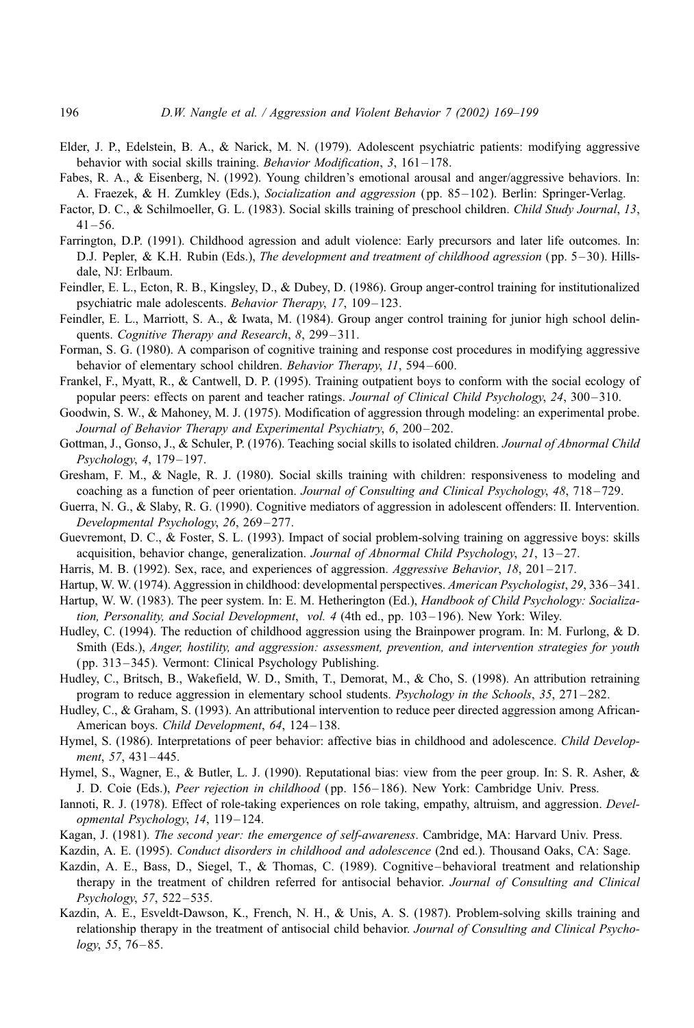Elder, J. P., Edelstein, B. A., & Narick, M. N. (1979). Adolescent psychiatric patients: modifying aggressive behavior with social skills training. *Behavior Modification*, *3*, 161–178.

Fabes, R. A., & Eisenberg, N. (1992). Young children's emotional arousal and anger/aggressive behaviors. In: A. Fraezek, & H. Zumkley (Eds.), *Socialization and aggression* (pp. 85–102). Berlin: Springer-Verlag.

Factor, D. C., & Schilmoeller, G. L. (1983). Social skills training of preschool children. *Child Study Journal*, *13*, 41–56.

Farrington, D.P. (1991). Childhood agression and adult violence: Early precursors and later life outcomes. In: D.J. Pepler, & K.H. Rubin (Eds.), *The development and treatment of childhood agression* (pp. 5–30). Hillsdale, NJ: Erlbaum.

Feindler, E. L., Ecton, R. B., Kingsley, D., & Dubey, D. (1986). Group anger-control training for institutionalized psychiatric male adolescents. *Behavior Therapy*, *17*, 109–123.

Feindler, E. L., Marriott, S. A., & Iwata, M. (1984). Group anger control training for junior high school delinquents. *Cognitive Therapy and Research*, *8*, 299–311.

Forman, S. G. (1980). A comparison of cognitive training and response cost procedures in modifying aggressive behavior of elementary school children. *Behavior Therapy*, *11*, 594–600.

Frankel, F., Myatt, R., & Cantwell, D. P. (1995). Training outpatient boys to conform with the social ecology of popular peers: effects on parent and teacher ratings. *Journal of Clinical Child Psychology*, *24*, 300–310.

Goodwin, S. W., & Mahoney, M. J. (1975). Modification of aggression through modeling: an experimental probe. *Journal of Behavior Therapy and Experimental Psychiatry*, *6*, 200–202.

Gottman, J., Gonso, J., & Schuler, P. (1976). Teaching social skills to isolated children. *Journal of Abnormal Child Psychology*, *4*, 179–197.

Gresham, F. M., & Nagle, R. J. (1980). Social skills training with children: responsiveness to modeling and coaching as a function of peer orientation. *Journal of Consulting and Clinical Psychology*, *48*, 718–729.

Guerra, N. G., & Slaby, R. G. (1990). Cognitive mediators of aggression in adolescent offenders: II. Intervention. *Developmental Psychology*, *26*, 269–277.

Guevremont, D. C., & Foster, S. L. (1993). Impact of social problem-solving training on aggressive boys: skills acquisition, behavior change, generalization. *Journal of Abnormal Child Psychology*, *21*, 13–27.

Harris, M. B. (1992). Sex, race, and experiences of aggression. *Aggressive Behavior*, *18*, 201–217.

Hartup, W. W. (1974). Aggression in childhood: developmental perspectives. *American Psychologist*, *29*, 336–341.

Hartup, W. W. (1983). The peer system. In: E. M. Hetherington (Ed.), *Handbook of Child Psychology: Socialization, Personality, and Social Development*, *vol. 4* (4th ed., pp. 103–196). New York: Wiley.

Hudley, C. (1994). The reduction of childhood aggression using the Brainpower program. In: M. Furlong, & D. Smith (Eds.), *Anger, hostility, and aggression: assessment, prevention, and intervention strategies for youth* (pp. 313–345). Vermont: Clinical Psychology Publishing.

Hudley, C., Britsch, B., Wakefield, W. D., Smith, T., Demorat, M., & Cho, S. (1998). An attribution retraining program to reduce aggression in elementary school students. *Psychology in the Schools*, *35*, 271–282.

Hudley, C., & Graham, S. (1993). An attributional intervention to reduce peer directed aggression among African-American boys. *Child Development*, *64*, 124–138.

Hymel, S. (1986). Interpretations of peer behavior: affective bias in childhood and adolescence. *Child Development*, *57*, 431–445.

Hymel, S., Wagner, E., & Butler, L. J. (1990). Reputational bias: view from the peer group. In: S. R. Asher, & J. D. Coie (Eds.), *Peer rejection in childhood* (pp. 156–186). New York: Cambridge Univ. Press.

Iannoti, R. J. (1978). Effect of role-taking experiences on role taking, empathy, altruism, and aggression. *Developmental Psychology*, *14*, 119–124.

Kagan, J. (1981). *The second year: the emergence of self-awareness*. Cambridge, MA: Harvard Univ. Press.

Kazdin, A. E. (1995). *Conduct disorders in childhood and adolescence* (2nd ed.). Thousand Oaks, CA: Sage.

Kazdin, A. E., Bass, D., Siegel, T., & Thomas, C. (1989). Cognitive–behavioral treatment and relationship therapy in the treatment of children referred for antisocial behavior. *Journal of Consulting and Clinical Psychology*, *57*, 522–535.

Kazdin, A. E., Esveldt-Dawson, K., French, N. H., & Unis, A. S. (1987). Problem-solving skills training and relationship therapy in the treatment of antisocial child behavior. *Journal of Consulting and Clinical Psychology*, *55*, 76–85.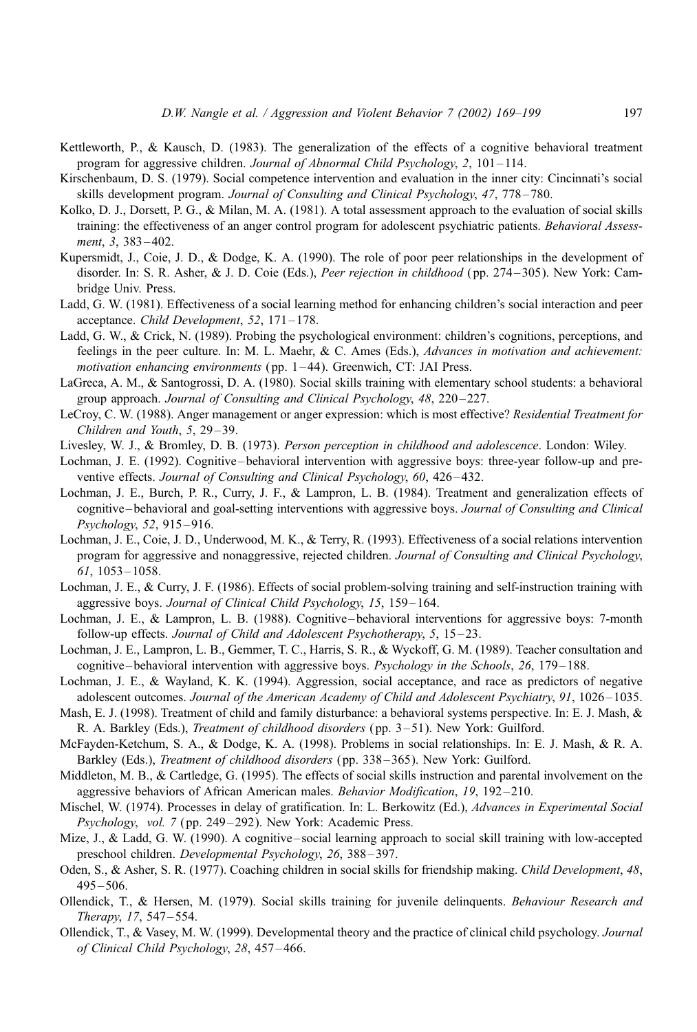Kettleworth, P., & Kausch, D. (1983). The generalization of the effects of a cognitive behavioral treatment program for aggressive children. *Journal of Abnormal Child Psychology*, *2*, 101–114.

Kirschenbaum, D. S. (1979). Social competence intervention and evaluation in the inner city: Cincinnati's social skills development program. *Journal of Consulting and Clinical Psychology*, *47*, 778–780.

Kolko, D. J., Dorsett, P. G., & Milan, M. A. (1981). A total assessment approach to the evaluation of social skills training: the effectiveness of an anger control program for adolescent psychiatric patients. *Behavioral Assessment*, *3*, 383–402.

Kupersmidt, J., Coie, J. D., & Dodge, K. A. (1990). The role of poor peer relationships in the development of disorder. In: S. R. Asher, & J. D. Coie (Eds.), *Peer rejection in childhood* (pp. 274–305). New York: Cambridge Univ. Press.

Ladd, G. W. (1981). Effectiveness of a social learning method for enhancing children's social interaction and peer acceptance. *Child Development*, *52*, 171–178.

Ladd, G. W., & Crick, N. (1989). Probing the psychological environment: children's cognitions, perceptions, and feelings in the peer culture. In: M. L. Maehr, & C. Ames (Eds.), *Advances in motivation and achievement: motivation enhancing environments* (pp. 1–44). Greenwich, CT: JAI Press.

LaGreca, A. M., & Santogrossi, D. A. (1980). Social skills training with elementary school students: a behavioral group approach. *Journal of Consulting and Clinical Psychology*, *48*, 220–227.

LeCroy, C. W. (1988). Anger management or anger expression: which is most effective? *Residential Treatment for Children and Youth*, *5*, 29–39.

Livesley, W. J., & Bromley, D. B. (1973). *Person perception in childhood and adolescence*. London: Wiley.

Lochman, J. E. (1992). Cognitive–behavioral intervention with aggressive boys: three-year follow-up and preventive effects. *Journal of Consulting and Clinical Psychology*, *60*, 426–432.

Lochman, J. E., Burch, P. R., Curry, J. F., & Lampron, L. B. (1984). Treatment and generalization effects of cognitive–behavioral and goal-setting interventions with aggressive boys. *Journal of Consulting and Clinical Psychology*, *52*, 915–916.

Lochman, J. E., Coie, J. D., Underwood, M. K., & Terry, R. (1993). Effectiveness of a social relations intervention program for aggressive and nonaggressive, rejected children. *Journal of Consulting and Clinical Psychology*, *61*, 1053–1058.

Lochman, J. E., & Curry, J. F. (1986). Effects of social problem-solving training and self-instruction training with aggressive boys. *Journal of Clinical Child Psychology*, *15*, 159–164.

Lochman, J. E., & Lampron, L. B. (1988). Cognitive–behavioral interventions for aggressive boys: 7-month follow-up effects. *Journal of Child and Adolescent Psychotherapy*, *5*, 15–23.

Lochman, J. E., Lampron, L. B., Gemmer, T. C., Harris, S. R., & Wyckoff, G. M. (1989). Teacher consultation and cognitive–behavioral intervention with aggressive boys. *Psychology in the Schools*, *26*, 179–188.

Lochman, J. E., & Wayland, K. K. (1994). Aggression, social acceptance, and race as predictors of negative adolescent outcomes. *Journal of the American Academy of Child and Adolescent Psychiatry*, *91*, 1026–1035.

Mash, E. J. (1998). Treatment of child and family disturbance: a behavioral systems perspective. In: E. J. Mash, & R. A. Barkley (Eds.), *Treatment of childhood disorders* (pp. 3–51). New York: Guilford.

McFayden-Ketchum, S. A., & Dodge, K. A. (1998). Problems in social relationships. In: E. J. Mash, & R. A. Barkley (Eds.), *Treatment of childhood disorders* (pp. 338–365). New York: Guilford.

Middleton, M. B., & Cartledge, G. (1995). The effects of social skills instruction and parental involvement on the aggressive behaviors of African American males. *Behavior Modification*, *19*, 192–210.

Mischel, W. (1974). Processes in delay of gratification. In: L. Berkowitz (Ed.), *Advances in Experimental Social Psychology*, *vol. 7* (pp. 249–292). New York: Academic Press.

Mize, J., & Ladd, G. W. (1990). A cognitive–social learning approach to social skill training with low-accepted preschool children. *Developmental Psychology*, *26*, 388–397.

Oden, S., & Asher, S. R. (1977). Coaching children in social skills for friendship making. *Child Development*, *48*, 495–506.

Ollendick, T., & Hersen, M. (1979). Social skills training for juvenile delinquents. *Behaviour Research and Therapy*, *17*, 547–554.

Ollendick, T., & Vasey, M. W. (1999). Developmental theory and the practice of clinical child psychology. *Journal of Clinical Child Psychology*, *28*, 457–466.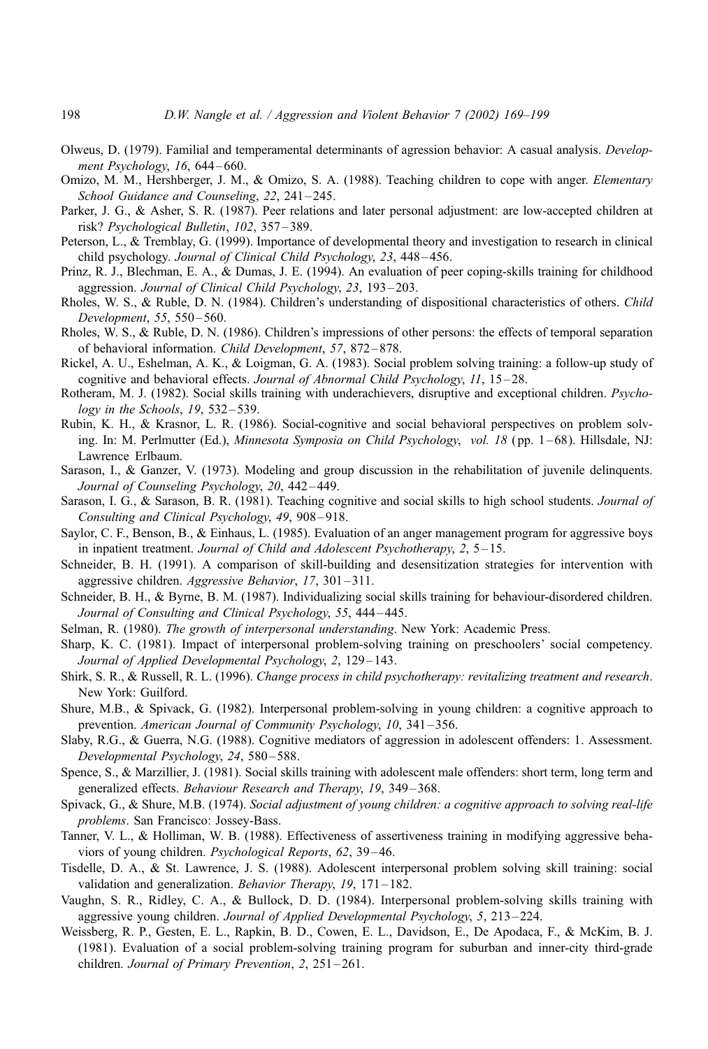Olweus, D. (1979). Familial and temperamental determinants of agression behavior: A casual analysis. *Development Psychology*, *16*, 644–660.

Omizo, M. M., Hershberger, J. M., & Omizo, S. A. (1988). Teaching children to cope with anger. *Elementary School Guidance and Counseling*, *22*, 241–245.

Parker, J. G., & Asher, S. R. (1987). Peer relations and later personal adjustment: are low-accepted children at risk? *Psychological Bulletin*, *102*, 357–389.

Peterson, L., & Tremblay, G. (1999). Importance of developmental theory and investigation to research in clinical child psychology. *Journal of Clinical Child Psychology*, *23*, 448–456.

Prinz, R. J., Blechman, E. A., & Dumas, J. E. (1994). An evaluation of peer coping-skills training for childhood aggression. *Journal of Clinical Child Psychology*, *23*, 193–203.

Rholes, W. S., & Ruble, D. N. (1984). Children's understanding of dispositional characteristics of others. *Child Development*, *55*, 550–560.

Rholes, W. S., & Ruble, D. N. (1986). Children's impressions of other persons: the effects of temporal separation of behavioral information. *Child Development*, *57*, 872–878.

Rickel, A. U., Eshelman, A. K., & Loigman, G. A. (1983). Social problem solving training: a follow-up study of cognitive and behavioral effects. *Journal of Abnormal Child Psychology*, *11*, 15–28.

Rotheram, M. J. (1982). Social skills training with underachievers, disruptive and exceptional children. *Psychology in the Schools*, *19*, 532–539.

Rubin, K. H., & Krasnor, L. R. (1986). Social-cognitive and social behavioral perspectives on problem solving. In: M. Perlmutter (Ed.), *Minnesota Symposia on Child Psychology, vol. 18* (pp. 1–68). Hillsdale, NJ: Lawrence Erlbaum.

Sarason, I., & Ganzer, V. (1973). Modeling and group discussion in the rehabilitation of juvenile delinquents. *Journal of Counseling Psychology*, *20*, 442–449.

Sarason, I. G., & Sarason, B. R. (1981). Teaching cognitive and social skills to high school students. *Journal of Consulting and Clinical Psychology*, *49*, 908–918.

Saylor, C. F., Benson, B., & Einhaus, L. (1985). Evaluation of an anger management program for aggressive boys in inpatient treatment. *Journal of Child and Adolescent Psychotherapy*, *2*, 5–15.

Schneider, B. H. (1991). A comparison of skill-building and desensitization strategies for intervention with aggressive children. *Aggressive Behavior*, *17*, 301–311.

Schneider, B. H., & Byrne, B. M. (1987). Individualizing social skills training for behaviour-disordered children. *Journal of Consulting and Clinical Psychology*, *55*, 444–445.

Selman, R. (1980). *The growth of interpersonal understanding*. New York: Academic Press.

Sharp, K. C. (1981). Impact of interpersonal problem-solving training on preschoolers' social competency. *Journal of Applied Developmental Psychology*, *2*, 129–143.

Shirk, S. R., & Russell, R. L. (1996). *Change process in child psychotherapy: revitalizing treatment and research*. New York: Guilford.

Shure, M.B., & Spivack, G. (1982). Interpersonal problem-solving in young children: a cognitive approach to prevention. *American Journal of Community Psychology*, *10*, 341–356.

Slaby, R.G., & Guerra, N.G. (1988). Cognitive mediators of aggression in adolescent offenders: 1. Assessment. *Developmental Psychology*, *24*, 580–588.

Spence, S., & Marzillier, J. (1981). Social skills training with adolescent male offenders: short term, long term and generalized effects. *Behaviour Research and Therapy*, *19*, 349–368.

Spivack, G., & Shure, M.B. (1974). *Social adjustment of young children: a cognitive approach to solving real-life problems*. San Francisco: Jossey-Bass.

Tanner, V. L., & Holliman, W. B. (1988). Effectiveness of assertiveness training in modifying aggressive behaviors of young children. *Psychological Reports*, *62*, 39–46.

Tisdelle, D. A., & St. Lawrence, J. S. (1988). Adolescent interpersonal problem solving skill training: social validation and generalization. *Behavior Therapy*, *19*, 171–182.

Vaughn, S. R., Ridley, C. A., & Bullock, D. D. (1984). Interpersonal problem-solving skills training with aggressive young children. *Journal of Applied Developmental Psychology*, *5*, 213–224.

Weissberg, R. P., Gesten, E. L., Rapkin, B. D., Cowen, E. L., Davidson, E., De Apodaca, F., & McKim, B. J. (1981). Evaluation of a social problem-solving training program for suburban and inner-city third-grade children. *Journal of Primary Prevention*, *2*, 251–261.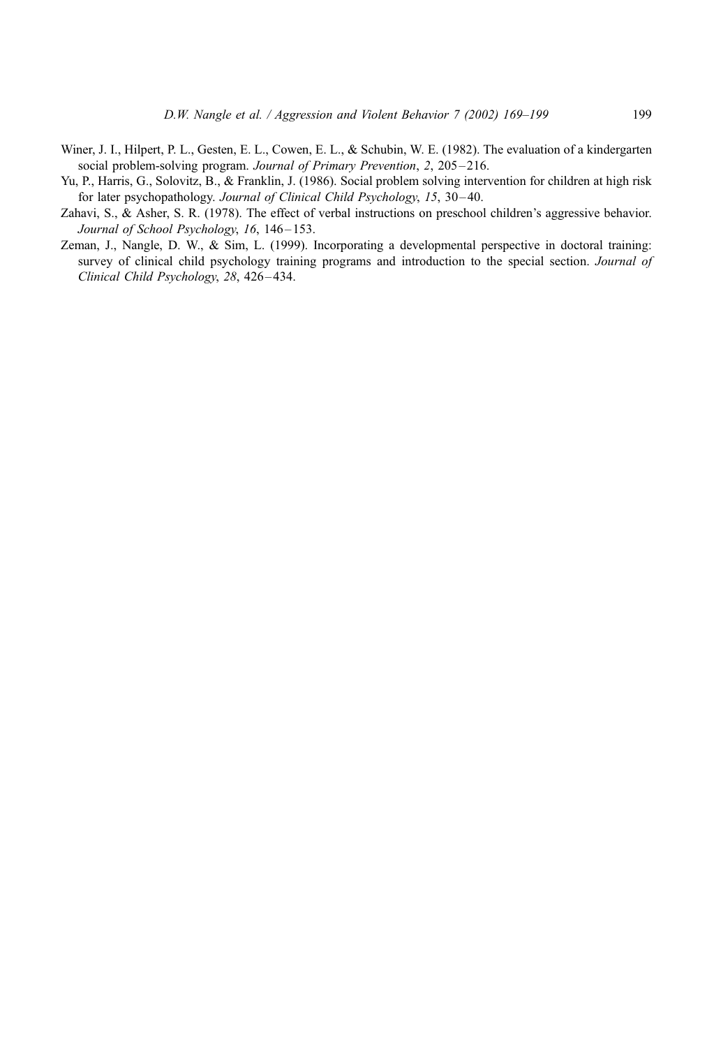Winer, J. I., Hilpert, P. L., Gesten, E. L., Cowen, E. L., & Schubin, W. E. (1982). The evaluation of a kindergarten social problem-solving program. *Journal of Primary Prevention*, *2*, 205–216.

Yu, P., Harris, G., Solovitz, B., & Franklin, J. (1986). Social problem solving intervention for children at high risk for later psychopathology. *Journal of Clinical Child Psychology*, *15*, 30–40.

Zahavi, S., & Asher, S. R. (1978). The effect of verbal instructions on preschool children's aggressive behavior. *Journal of School Psychology*, *16*, 146–153.

Zeman, J., Nangle, D. W., & Sim, L. (1999). Incorporating a developmental perspective in doctoral training: survey of clinical child psychology training programs and introduction to the special section. *Journal of Clinical Child Psychology*, *28*, 426–434.